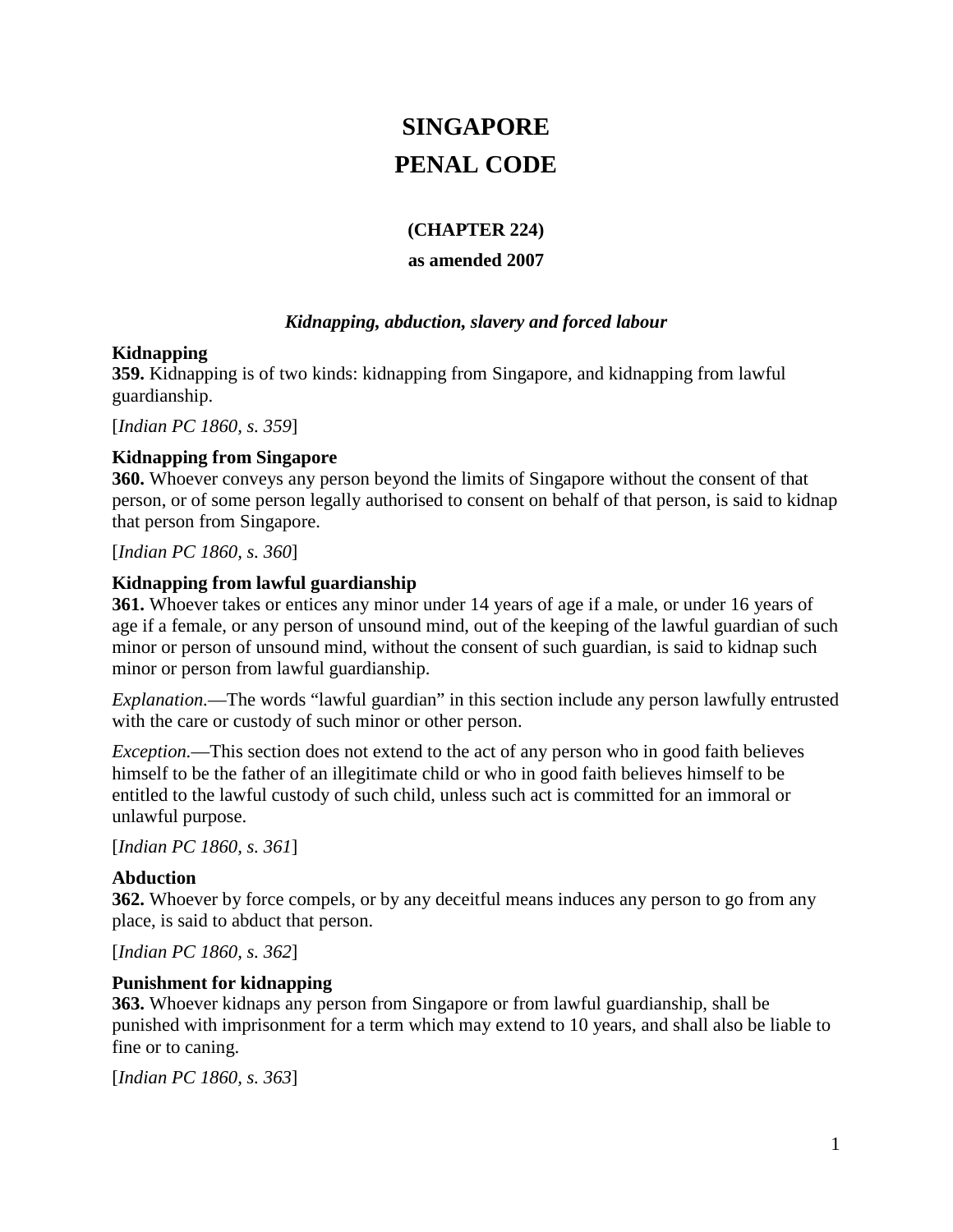# SINGAPORE
# PENAL CODE

### (CHAPTER 224)

**as amended 2007**

***Kidnapping, abduction, slavery and forced labour***

**Kidnapping**
**359.** Kidnapping is of two kinds: kidnapping from Singapore, and kidnapping from lawful guardianship.

[*Indian PC 1860, s. 359*]

**Kidnapping from Singapore**
**360.** Whoever conveys any person beyond the limits of Singapore without the consent of that person, or of some person legally authorised to consent on behalf of that person, is said to kidnap that person from Singapore.

[*Indian PC 1860, s. 360*]

**Kidnapping from lawful guardianship**
**361.** Whoever takes or entices any minor under 14 years of age if a male, or under 16 years of age if a female, or any person of unsound mind, out of the keeping of the lawful guardian of such minor or person of unsound mind, without the consent of such guardian, is said to kidnap such minor or person from lawful guardianship.

*Explanation.*—The words "lawful guardian" in this section include any person lawfully entrusted with the care or custody of such minor or other person.

*Exception.*—This section does not extend to the act of any person who in good faith believes himself to be the father of an illegitimate child or who in good faith believes himself to be entitled to the lawful custody of such child, unless such act is committed for an immoral or unlawful purpose.

[*Indian PC 1860, s. 361*]

**Abduction**
**362.** Whoever by force compels, or by any deceitful means induces any person to go from any place, is said to abduct that person.

[*Indian PC 1860, s. 362*]

**Punishment for kidnapping**
**363.** Whoever kidnaps any person from Singapore or from lawful guardianship, shall be punished with imprisonment for a term which may extend to 10 years, and shall also be liable to fine or to caning.

[*Indian PC 1860, s. 363*]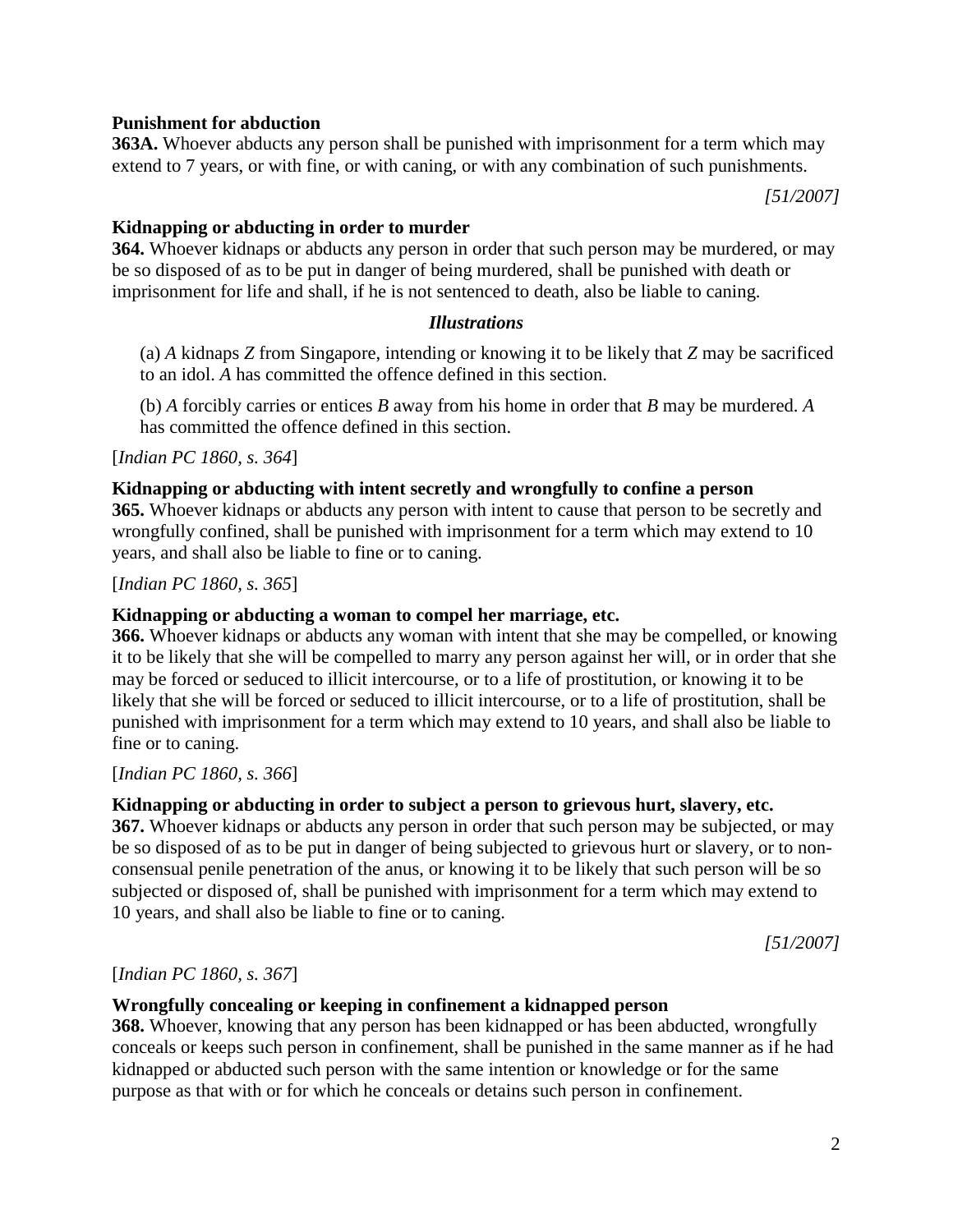**Punishment for abduction**

**363A.** Whoever abducts any person shall be punished with imprisonment for a term which may extend to 7 years, or with fine, or with caning, or with any combination of such punishments.

*[51/2007]*

**Kidnapping or abducting in order to murder**

**364.** Whoever kidnaps or abducts any person in order that such person may be murdered, or may be so disposed of as to be put in danger of being murdered, shall be punished with death or imprisonment for life and shall, if he is not sentenced to death, also be liable to caning.

***Illustrations***

(a) *A* kidnaps *Z* from Singapore, intending or knowing it to be likely that *Z* may be sacrificed to an idol. *A* has committed the offence defined in this section.

(b) *A* forcibly carries or entices *B* away from his home in order that *B* may be murdered. *A* has committed the offence defined in this section.

[*Indian PC 1860, s. 364*]

**Kidnapping or abducting with intent secretly and wrongfully to confine a person**

**365.** Whoever kidnaps or abducts any person with intent to cause that person to be secretly and wrongfully confined, shall be punished with imprisonment for a term which may extend to 10 years, and shall also be liable to fine or to caning.

[*Indian PC 1860, s. 365*]

**Kidnapping or abducting a woman to compel her marriage, etc.**

**366.** Whoever kidnaps or abducts any woman with intent that she may be compelled, or knowing it to be likely that she will be compelled to marry any person against her will, or in order that she may be forced or seduced to illicit intercourse, or to a life of prostitution, or knowing it to be likely that she will be forced or seduced to illicit intercourse, or to a life of prostitution, shall be punished with imprisonment for a term which may extend to 10 years, and shall also be liable to fine or to caning.

[*Indian PC 1860, s. 366*]

**Kidnapping or abducting in order to subject a person to grievous hurt, slavery, etc.**

**367.** Whoever kidnaps or abducts any person in order that such person may be subjected, or may be so disposed of as to be put in danger of being subjected to grievous hurt or slavery, or to non-consensual penile penetration of the anus, or knowing it to be likely that such person will be so subjected or disposed of, shall be punished with imprisonment for a term which may extend to 10 years, and shall also be liable to fine or to caning.

*[51/2007]*

[*Indian PC 1860, s. 367*]

**Wrongfully concealing or keeping in confinement a kidnapped person**

**368.** Whoever, knowing that any person has been kidnapped or has been abducted, wrongfully conceals or keeps such person in confinement, shall be punished in the same manner as if he had kidnapped or abducted such person with the same intention or knowledge or for the same purpose as that with or for which he conceals or detains such person in confinement.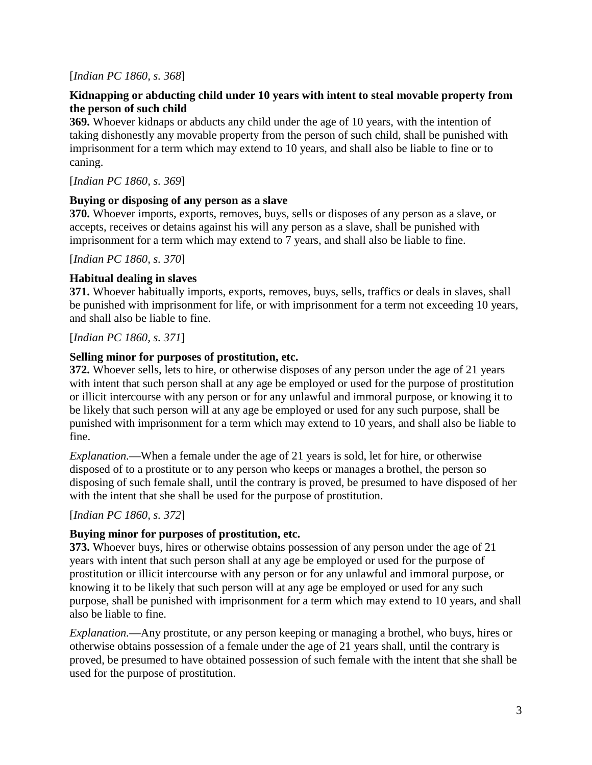[*Indian PC 1860, s. 368*]

**Kidnapping or abducting child under 10 years with intent to steal movable property from the person of such child**

**369.** Whoever kidnaps or abducts any child under the age of 10 years, with the intention of taking dishonestly any movable property from the person of such child, shall be punished with imprisonment for a term which may extend to 10 years, and shall also be liable to fine or to caning.

[*Indian PC 1860, s. 369*]

**Buying or disposing of any person as a slave**

**370.** Whoever imports, exports, removes, buys, sells or disposes of any person as a slave, or accepts, receives or detains against his will any person as a slave, shall be punished with imprisonment for a term which may extend to 7 years, and shall also be liable to fine.

[*Indian PC 1860, s. 370*]

**Habitual dealing in slaves**

**371.** Whoever habitually imports, exports, removes, buys, sells, traffics or deals in slaves, shall be punished with imprisonment for life, or with imprisonment for a term not exceeding 10 years, and shall also be liable to fine.

[*Indian PC 1860, s. 371*]

**Selling minor for purposes of prostitution, etc.**

**372.** Whoever sells, lets to hire, or otherwise disposes of any person under the age of 21 years with intent that such person shall at any age be employed or used for the purpose of prostitution or illicit intercourse with any person or for any unlawful and immoral purpose, or knowing it to be likely that such person will at any age be employed or used for any such purpose, shall be punished with imprisonment for a term which may extend to 10 years, and shall also be liable to fine.

*Explanation.*—When a female under the age of 21 years is sold, let for hire, or otherwise disposed of to a prostitute or to any person who keeps or manages a brothel, the person so disposing of such female shall, until the contrary is proved, be presumed to have disposed of her with the intent that she shall be used for the purpose of prostitution.

[*Indian PC 1860, s. 372*]

**Buying minor for purposes of prostitution, etc.**

**373.** Whoever buys, hires or otherwise obtains possession of any person under the age of 21 years with intent that such person shall at any age be employed or used for the purpose of prostitution or illicit intercourse with any person or for any unlawful and immoral purpose, or knowing it to be likely that such person will at any age be employed or used for any such purpose, shall be punished with imprisonment for a term which may extend to 10 years, and shall also be liable to fine.

*Explanation.*—Any prostitute, or any person keeping or managing a brothel, who buys, hires or otherwise obtains possession of a female under the age of 21 years shall, until the contrary is proved, be presumed to have obtained possession of such female with the intent that she shall be used for the purpose of prostitution.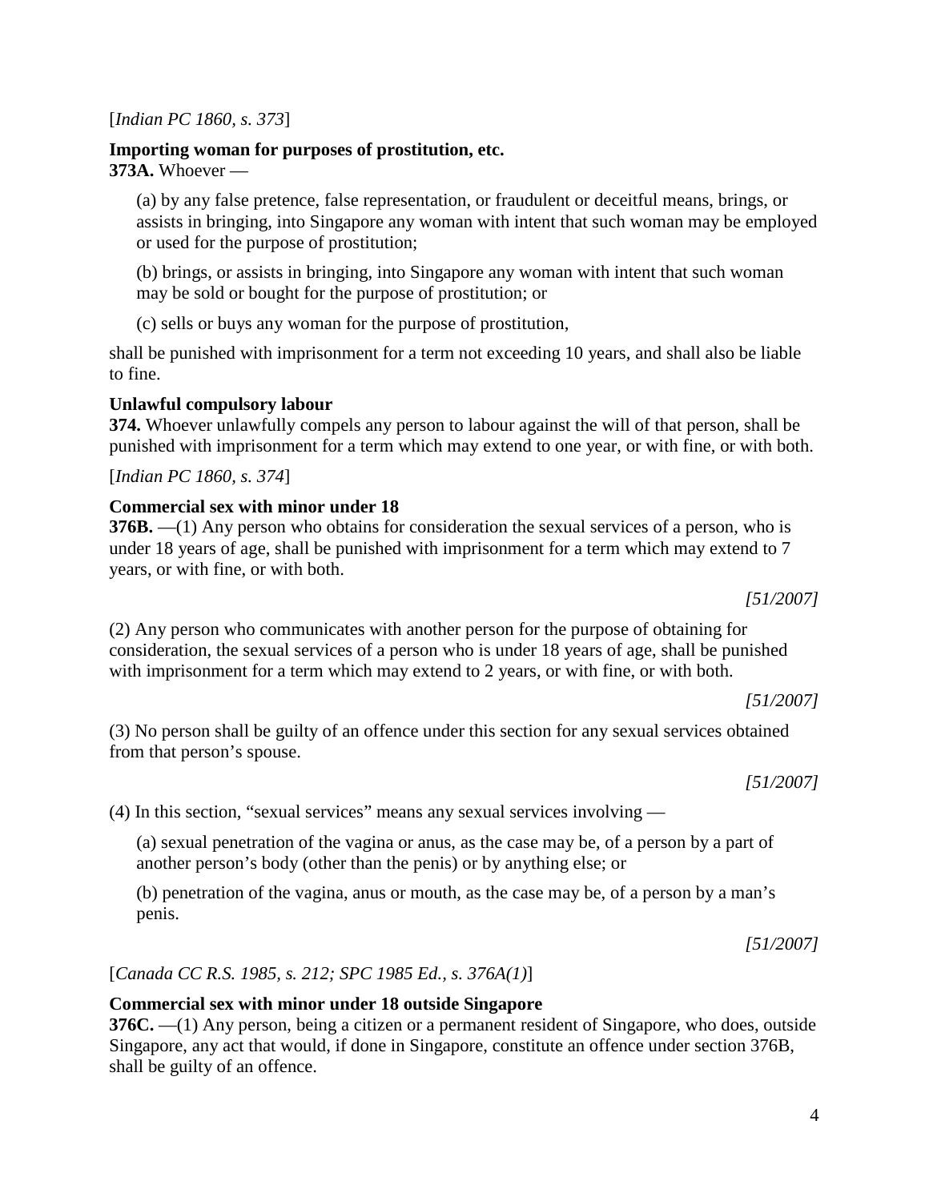[*Indian PC 1860, s. 373*]

**Importing woman for purposes of prostitution, etc.**
**373A.** Whoever —

(a) by any false pretence, false representation, or fraudulent or deceitful means, brings, or assists in bringing, into Singapore any woman with intent that such woman may be employed or used for the purpose of prostitution;

(b) brings, or assists in bringing, into Singapore any woman with intent that such woman may be sold or bought for the purpose of prostitution; or

(c) sells or buys any woman for the purpose of prostitution,

shall be punished with imprisonment for a term not exceeding 10 years, and shall also be liable to fine.

**Unlawful compulsory labour**
**374.** Whoever unlawfully compels any person to labour against the will of that person, shall be punished with imprisonment for a term which may extend to one year, or with fine, or with both.

[*Indian PC 1860, s. 374*]

**Commercial sex with minor under 18**
**376B.** —(1) Any person who obtains for consideration the sexual services of a person, who is under 18 years of age, shall be punished with imprisonment for a term which may extend to 7 years, or with fine, or with both.

*[51/2007]*

(2) Any person who communicates with another person for the purpose of obtaining for consideration, the sexual services of a person who is under 18 years of age, shall be punished with imprisonment for a term which may extend to 2 years, or with fine, or with both.

*[51/2007]*

(3) No person shall be guilty of an offence under this section for any sexual services obtained from that person's spouse.

*[51/2007]*

(4) In this section, "sexual services" means any sexual services involving —

(a) sexual penetration of the vagina or anus, as the case may be, of a person by a part of another person's body (other than the penis) or by anything else; or

(b) penetration of the vagina, anus or mouth, as the case may be, of a person by a man's penis.

*[51/2007]*

[*Canada CC R.S. 1985, s. 212; SPC 1985 Ed., s. 376A(1)*]

**Commercial sex with minor under 18 outside Singapore**
**376C.** —(1) Any person, being a citizen or a permanent resident of Singapore, who does, outside Singapore, any act that would, if done in Singapore, constitute an offence under section 376B, shall be guilty of an offence.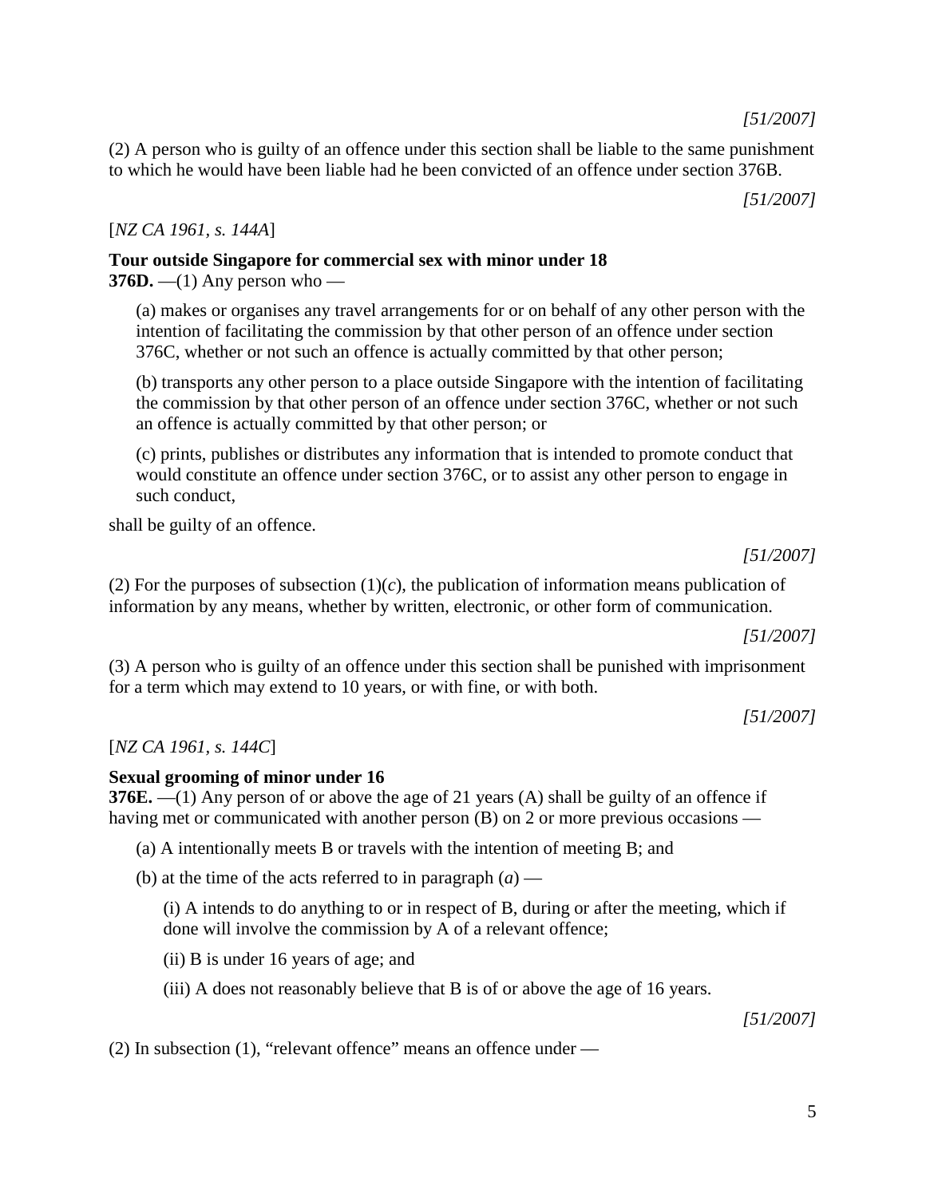*[51/2007]*

(2) A person who is guilty of an offence under this section shall be liable to the same punishment to which he would have been liable had he been convicted of an offence under section 376B.

*[51/2007]*

[*NZ CA 1961, s. 144A*]

**Tour outside Singapore for commercial sex with minor under 18**

**376D.** —(1) Any person who —

(a) makes or organises any travel arrangements for or on behalf of any other person with the intention of facilitating the commission by that other person of an offence under section 376C, whether or not such an offence is actually committed by that other person;

(b) transports any other person to a place outside Singapore with the intention of facilitating the commission by that other person of an offence under section 376C, whether or not such an offence is actually committed by that other person; or

(c) prints, publishes or distributes any information that is intended to promote conduct that would constitute an offence under section 376C, or to assist any other person to engage in such conduct,

shall be guilty of an offence.

*[51/2007]*

(2) For the purposes of subsection (1)(*c*), the publication of information means publication of information by any means, whether by written, electronic, or other form of communication.

*[51/2007]*

(3) A person who is guilty of an offence under this section shall be punished with imprisonment for a term which may extend to 10 years, or with fine, or with both.

*[51/2007]*

[*NZ CA 1961, s. 144C*]

**Sexual grooming of minor under 16**

**376E.** —(1) Any person of or above the age of 21 years (A) shall be guilty of an offence if having met or communicated with another person (B) on 2 or more previous occasions —

(a) A intentionally meets B or travels with the intention of meeting B; and

(b) at the time of the acts referred to in paragraph (*a*) —

(i) A intends to do anything to or in respect of B, during or after the meeting, which if done will involve the commission by A of a relevant offence;

(ii) B is under 16 years of age; and

(iii) A does not reasonably believe that B is of or above the age of 16 years.

*[51/2007]*

(2) In subsection (1), "relevant offence" means an offence under —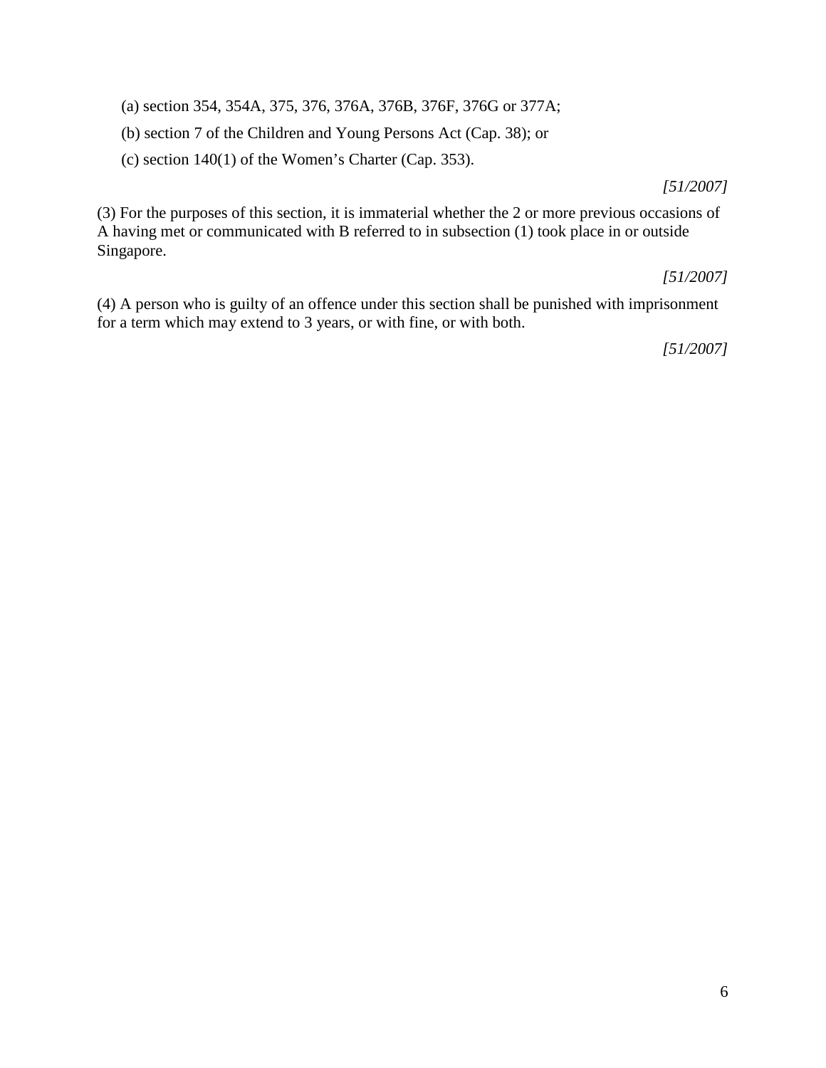(a) section 354, 354A, 375, 376, 376A, 376B, 376F, 376G or 377A;

(b) section 7 of the Children and Young Persons Act (Cap. 38); or

(c) section 140(1) of the Women's Charter (Cap. 353).

*[51/2007]*

(3) For the purposes of this section, it is immaterial whether the 2 or more previous occasions of A having met or communicated with B referred to in subsection (1) took place in or outside Singapore.

*[51/2007]*

(4) A person who is guilty of an offence under this section shall be punished with imprisonment for a term which may extend to 3 years, or with fine, or with both.

*[51/2007]*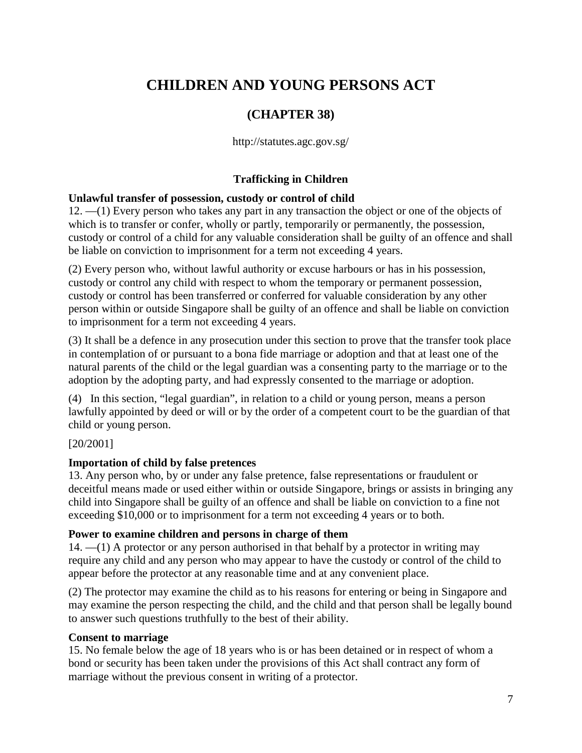# CHILDREN AND YOUNG PERSONS ACT

## (CHAPTER 38)

http://statutes.agc.gov.sg/

### Trafficking in Children

**Unlawful transfer of possession, custody or control of child**

12. —(1) Every person who takes any part in any transaction the object or one of the objects of which is to transfer or confer, wholly or partly, temporarily or permanently, the possession, custody or control of a child for any valuable consideration shall be guilty of an offence and shall be liable on conviction to imprisonment for a term not exceeding 4 years.

(2) Every person who, without lawful authority or excuse harbours or has in his possession, custody or control any child with respect to whom the temporary or permanent possession, custody or control has been transferred or conferred for valuable consideration by any other person within or outside Singapore shall be guilty of an offence and shall be liable on conviction to imprisonment for a term not exceeding 4 years.

(3) It shall be a defence in any prosecution under this section to prove that the transfer took place in contemplation of or pursuant to a bona fide marriage or adoption and that at least one of the natural parents of the child or the legal guardian was a consenting party to the marriage or to the adoption by the adopting party, and had expressly consented to the marriage or adoption.

(4) In this section, "legal guardian", in relation to a child or young person, means a person lawfully appointed by deed or will or by the order of a competent court to be the guardian of that child or young person.

[20/2001]

**Importation of child by false pretences**

13. Any person who, by or under any false pretence, false representations or fraudulent or deceitful means made or used either within or outside Singapore, brings or assists in bringing any child into Singapore shall be guilty of an offence and shall be liable on conviction to a fine not exceeding $10,000 or to imprisonment for a term not exceeding 4 years or to both.

**Power to examine children and persons in charge of them**

14. —(1) A protector or any person authorised in that behalf by a protector in writing may require any child and any person who may appear to have the custody or control of the child to appear before the protector at any reasonable time and at any convenient place.

(2) The protector may examine the child as to his reasons for entering or being in Singapore and may examine the person respecting the child, and the child and that person shall be legally bound to answer such questions truthfully to the best of their ability.

**Consent to marriage**

15. No female below the age of 18 years who is or has been detained or in respect of whom a bond or security has been taken under the provisions of this Act shall contract any form of marriage without the previous consent in writing of a protector.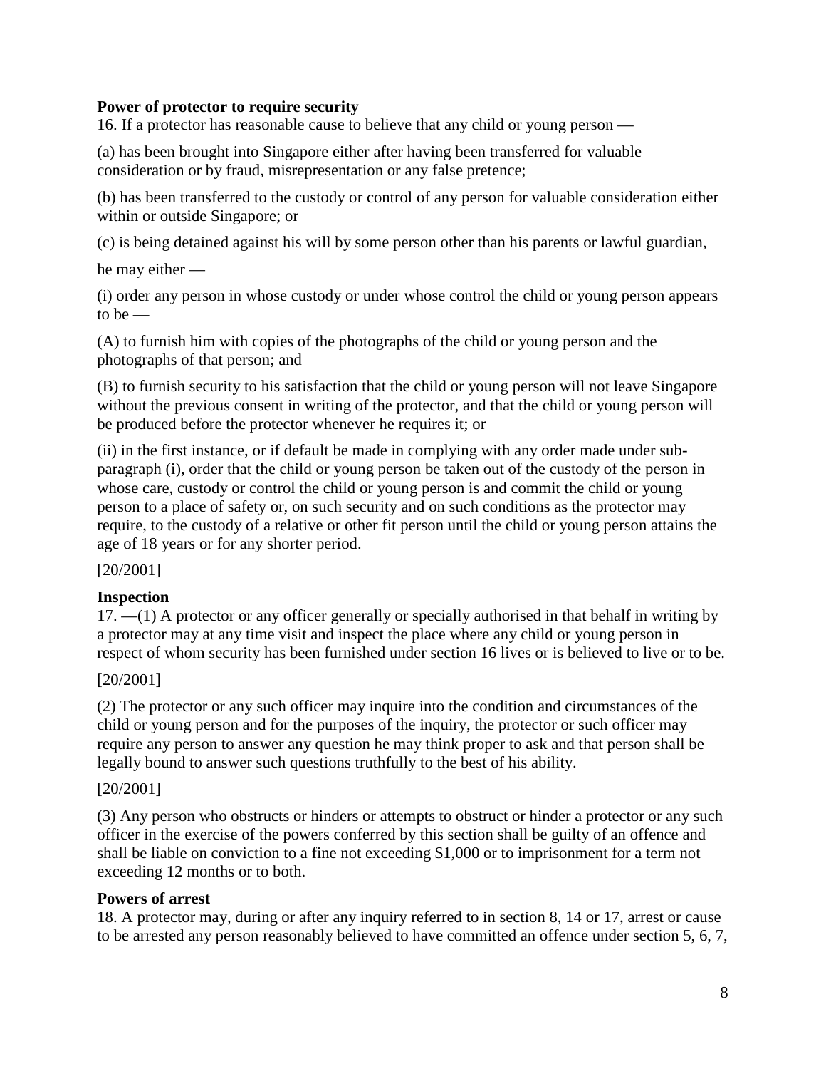**Power of protector to require security**

16. If a protector has reasonable cause to believe that any child or young person —

(a) has been brought into Singapore either after having been transferred for valuable consideration or by fraud, misrepresentation or any false pretence;

(b) has been transferred to the custody or control of any person for valuable consideration either within or outside Singapore; or

(c) is being detained against his will by some person other than his parents or lawful guardian,

he may either —

(i) order any person in whose custody or under whose control the child or young person appears to be —

(A) to furnish him with copies of the photographs of the child or young person and the photographs of that person; and

(B) to furnish security to his satisfaction that the child or young person will not leave Singapore without the previous consent in writing of the protector, and that the child or young person will be produced before the protector whenever he requires it; or

(ii) in the first instance, or if default be made in complying with any order made under sub-paragraph (i), order that the child or young person be taken out of the custody of the person in whose care, custody or control the child or young person is and commit the child or young person to a place of safety or, on such security and on such conditions as the protector may require, to the custody of a relative or other fit person until the child or young person attains the age of 18 years or for any shorter period.

[20/2001]

**Inspection**

17. —(1) A protector or any officer generally or specially authorised in that behalf in writing by a protector may at any time visit and inspect the place where any child or young person in respect of whom security has been furnished under section 16 lives or is believed to live or to be.

[20/2001]

(2) The protector or any such officer may inquire into the condition and circumstances of the child or young person and for the purposes of the inquiry, the protector or such officer may require any person to answer any question he may think proper to ask and that person shall be legally bound to answer such questions truthfully to the best of his ability.

[20/2001]

(3) Any person who obstructs or hinders or attempts to obstruct or hinder a protector or any such officer in the exercise of the powers conferred by this section shall be guilty of an offence and shall be liable on conviction to a fine not exceeding $1,000 or to imprisonment for a term not exceeding 12 months or to both.

**Powers of arrest**

18. A protector may, during or after any inquiry referred to in section 8, 14 or 17, arrest or cause to be arrested any person reasonably believed to have committed an offence under section 5, 6, 7,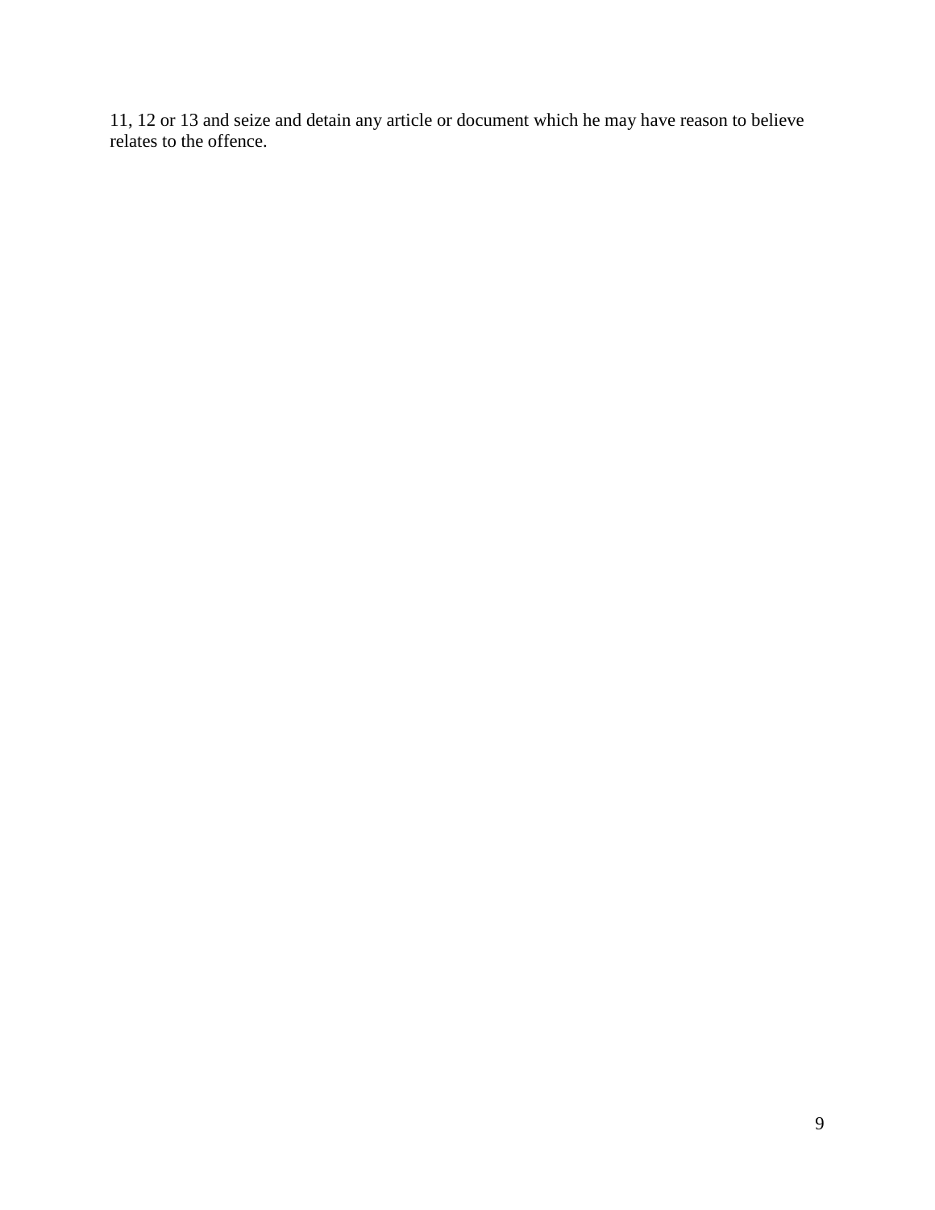11, 12 or 13 and seize and detain any article or document which he may have reason to believe relates to the offence.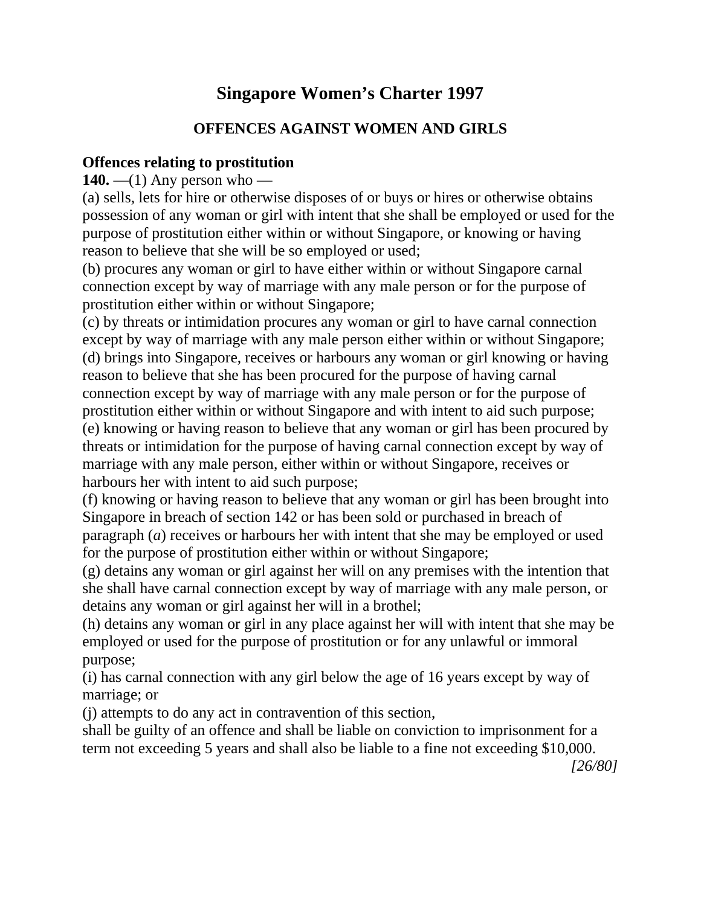# Singapore Women's Charter 1997

## OFFENCES AGAINST WOMEN AND GIRLS

**Offences relating to prostitution**

**140.** —(1) Any person who —

(a) sells, lets for hire or otherwise disposes of or buys or hires or otherwise obtains possession of any woman or girl with intent that she shall be employed or used for the purpose of prostitution either within or without Singapore, or knowing or having reason to believe that she will be so employed or used;

(b) procures any woman or girl to have either within or without Singapore carnal connection except by way of marriage with any male person or for the purpose of prostitution either within or without Singapore;

(c) by threats or intimidation procures any woman or girl to have carnal connection except by way of marriage with any male person either within or without Singapore;

(d) brings into Singapore, receives or harbours any woman or girl knowing or having reason to believe that she has been procured for the purpose of having carnal connection except by way of marriage with any male person or for the purpose of prostitution either within or without Singapore and with intent to aid such purpose;

(e) knowing or having reason to believe that any woman or girl has been procured by threats or intimidation for the purpose of having carnal connection except by way of marriage with any male person, either within or without Singapore, receives or harbours her with intent to aid such purpose;

(f) knowing or having reason to believe that any woman or girl has been brought into Singapore in breach of section 142 or has been sold or purchased in breach of paragraph (*a*) receives or harbours her with intent that she may be employed or used for the purpose of prostitution either within or without Singapore;

(g) detains any woman or girl against her will on any premises with the intention that she shall have carnal connection except by way of marriage with any male person, or detains any woman or girl against her will in a brothel;

(h) detains any woman or girl in any place against her will with intent that she may be employed or used for the purpose of prostitution or for any unlawful or immoral purpose;

(i) has carnal connection with any girl below the age of 16 years except by way of marriage; or

(j) attempts to do any act in contravention of this section,

shall be guilty of an offence and shall be liable on conviction to imprisonment for a term not exceeding 5 years and shall also be liable to a fine not exceeding $10,000.

*[26/80]*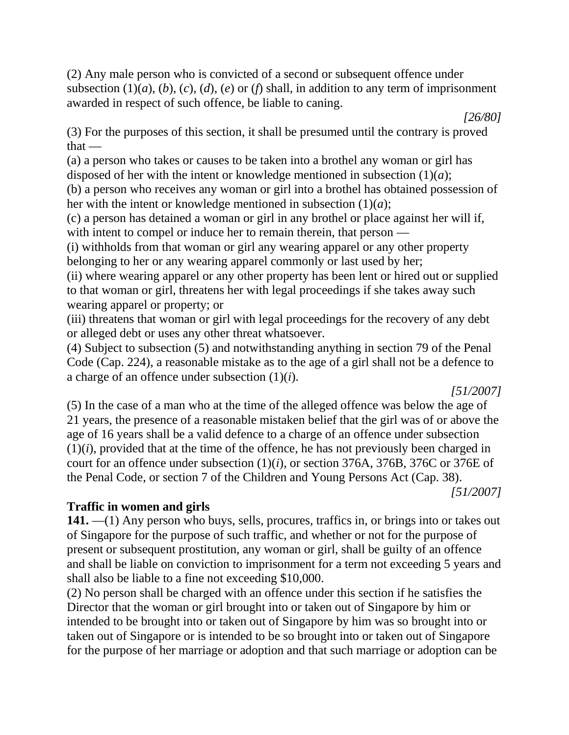(2) Any male person who is convicted of a second or subsequent offence under subsection (1)(*a*), (*b*), (*c*), (*d*), (*e*) or (*f*) shall, in addition to any term of imprisonment awarded in respect of such offence, be liable to caning.

*[26/80]*

(3) For the purposes of this section, it shall be presumed until the contrary is proved that —

(a) a person who takes or causes to be taken into a brothel any woman or girl has disposed of her with the intent or knowledge mentioned in subsection (1)(*a*);

(b) a person who receives any woman or girl into a brothel has obtained possession of her with the intent or knowledge mentioned in subsection (1)(*a*);

(c) a person has detained a woman or girl in any brothel or place against her will if, with intent to compel or induce her to remain therein, that person —

(i) withholds from that woman or girl any wearing apparel or any other property belonging to her or any wearing apparel commonly or last used by her;

(ii) where wearing apparel or any other property has been lent or hired out or supplied to that woman or girl, threatens her with legal proceedings if she takes away such wearing apparel or property; or

(iii) threatens that woman or girl with legal proceedings for the recovery of any debt or alleged debt or uses any other threat whatsoever.

(4) Subject to subsection (5) and notwithstanding anything in section 79 of the Penal Code (Cap. 224), a reasonable mistake as to the age of a girl shall not be a defence to a charge of an offence under subsection (1)(*i*).

*[51/2007]*

(5) In the case of a man who at the time of the alleged offence was below the age of 21 years, the presence of a reasonable mistaken belief that the girl was of or above the age of 16 years shall be a valid defence to a charge of an offence under subsection (1)(*i*), provided that at the time of the offence, he has not previously been charged in court for an offence under subsection (1)(*i*), or section 376A, 376B, 376C or 376E of the Penal Code, or section 7 of the Children and Young Persons Act (Cap. 38).

*[51/2007]*

**Traffic in women and girls**

**141.** —(1) Any person who buys, sells, procures, traffics in, or brings into or takes out of Singapore for the purpose of such traffic, and whether or not for the purpose of present or subsequent prostitution, any woman or girl, shall be guilty of an offence and shall be liable on conviction to imprisonment for a term not exceeding 5 years and shall also be liable to a fine not exceeding $10,000.

(2) No person shall be charged with an offence under this section if he satisfies the Director that the woman or girl brought into or taken out of Singapore by him or intended to be brought into or taken out of Singapore by him was so brought into or taken out of Singapore or is intended to be so brought into or taken out of Singapore for the purpose of her marriage or adoption and that such marriage or adoption can be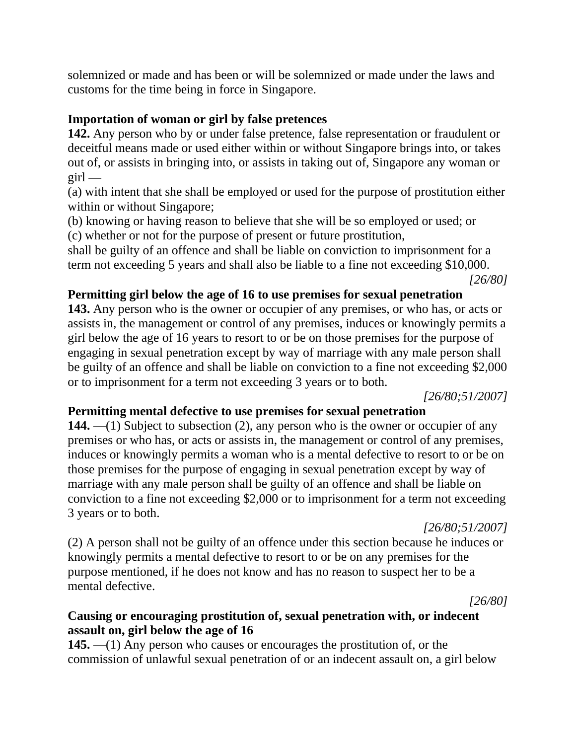solemnized or made and has been or will be solemnized or made under the laws and customs for the time being in force in Singapore.

**Importation of woman or girl by false pretences**

**142.** Any person who by or under false pretence, false representation or fraudulent or deceitful means made or used either within or without Singapore brings into, or takes out of, or assists in bringing into, or assists in taking out of, Singapore any woman or girl —

(a) with intent that she shall be employed or used for the purpose of prostitution either within or without Singapore;

(b) knowing or having reason to believe that she will be so employed or used; or

(c) whether or not for the purpose of present or future prostitution,

shall be guilty of an offence and shall be liable on conviction to imprisonment for a term not exceeding 5 years and shall also be liable to a fine not exceeding $10,000.

*[26/80]*

**Permitting girl below the age of 16 to use premises for sexual penetration**

**143.** Any person who is the owner or occupier of any premises, or who has, or acts or assists in, the management or control of any premises, induces or knowingly permits a girl below the age of 16 years to resort to or be on those premises for the purpose of engaging in sexual penetration except by way of marriage with any male person shall be guilty of an offence and shall be liable on conviction to a fine not exceeding $2,000 or to imprisonment for a term not exceeding 3 years or to both.

*[26/80;51/2007]*

**Permitting mental defective to use premises for sexual penetration**

**144.** —(1) Subject to subsection (2), any person who is the owner or occupier of any premises or who has, or acts or assists in, the management or control of any premises, induces or knowingly permits a woman who is a mental defective to resort to or be on those premises for the purpose of engaging in sexual penetration except by way of marriage with any male person shall be guilty of an offence and shall be liable on conviction to a fine not exceeding $2,000 or to imprisonment for a term not exceeding 3 years or to both.

*[26/80;51/2007]*

(2) A person shall not be guilty of an offence under this section because he induces or knowingly permits a mental defective to resort to or be on any premises for the purpose mentioned, if he does not know and has no reason to suspect her to be a mental defective.

*[26/80]*

**Causing or encouraging prostitution of, sexual penetration with, or indecent assault on, girl below the age of 16**

**145.** —(1) Any person who causes or encourages the prostitution of, or the commission of unlawful sexual penetration of or an indecent assault on, a girl below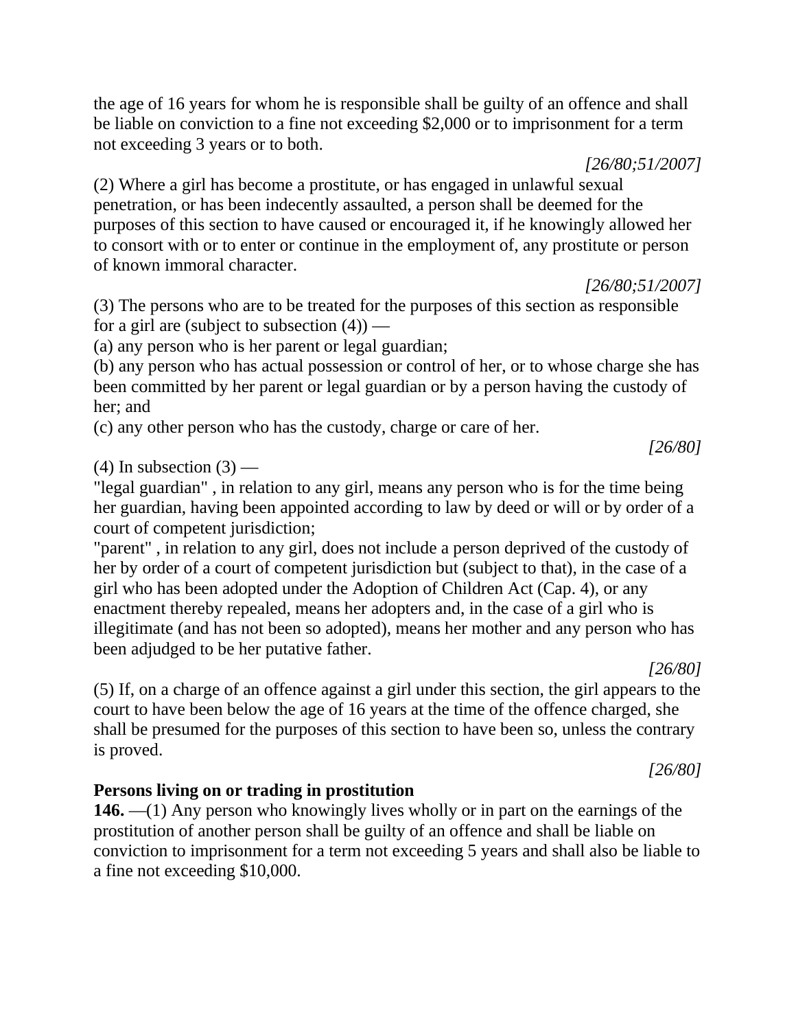the age of 16 years for whom he is responsible shall be guilty of an offence and shall be liable on conviction to a fine not exceeding $2,000 or to imprisonment for a term not exceeding 3 years or to both.

*[26/80;51/2007]*

(2) Where a girl has become a prostitute, or has engaged in unlawful sexual penetration, or has been indecently assaulted, a person shall be deemed for the purposes of this section to have caused or encouraged it, if he knowingly allowed her to consort with or to enter or continue in the employment of, any prostitute or person of known immoral character.

*[26/80;51/2007]*

(3) The persons who are to be treated for the purposes of this section as responsible for a girl are (subject to subsection (4)) —

(a) any person who is her parent or legal guardian;

(b) any person who has actual possession or control of her, or to whose charge she has been committed by her parent or legal guardian or by a person having the custody of her; and

(c) any other person who has the custody, charge or care of her.

*[26/80]*

(4) In subsection (3) —

"legal guardian" , in relation to any girl, means any person who is for the time being her guardian, having been appointed according to law by deed or will or by order of a court of competent jurisdiction;

"parent" , in relation to any girl, does not include a person deprived of the custody of her by order of a court of competent jurisdiction but (subject to that), in the case of a girl who has been adopted under the Adoption of Children Act (Cap. 4), or any enactment thereby repealed, means her adopters and, in the case of a girl who is illegitimate (and has not been so adopted), means her mother and any person who has been adjudged to be her putative father.

*[26/80]*

(5) If, on a charge of an offence against a girl under this section, the girl appears to the court to have been below the age of 16 years at the time of the offence charged, she shall be presumed for the purposes of this section to have been so, unless the contrary is proved.

*[26/80]*

**Persons living on or trading in prostitution**

**146.** —(1) Any person who knowingly lives wholly or in part on the earnings of the prostitution of another person shall be guilty of an offence and shall be liable on conviction to imprisonment for a term not exceeding 5 years and shall also be liable to a fine not exceeding $10,000.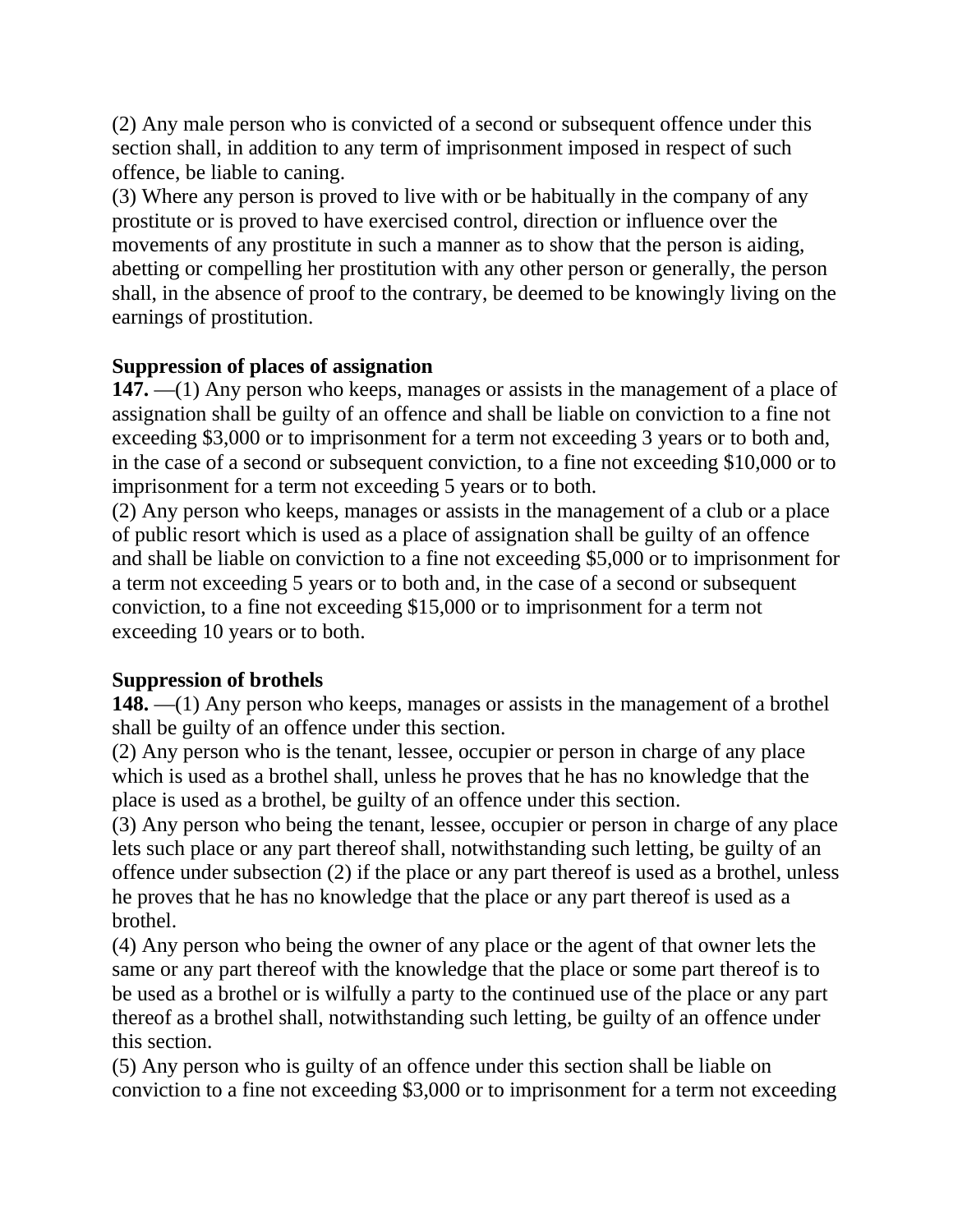(2) Any male person who is convicted of a second or subsequent offence under this section shall, in addition to any term of imprisonment imposed in respect of such offence, be liable to caning.
(3) Where any person is proved to live with or be habitually in the company of any prostitute or is proved to have exercised control, direction or influence over the movements of any prostitute in such a manner as to show that the person is aiding, abetting or compelling her prostitution with any other person or generally, the person shall, in the absence of proof to the contrary, be deemed to be knowingly living on the earnings of prostitution.

**Suppression of places of assignation**
**147.** —(1) Any person who keeps, manages or assists in the management of a place of assignation shall be guilty of an offence and shall be liable on conviction to a fine not exceeding $3,000 or to imprisonment for a term not exceeding 3 years or to both and, in the case of a second or subsequent conviction, to a fine not exceeding $10,000 or to imprisonment for a term not exceeding 5 years or to both.
(2) Any person who keeps, manages or assists in the management of a club or a place of public resort which is used as a place of assignation shall be guilty of an offence and shall be liable on conviction to a fine not exceeding $5,000 or to imprisonment for a term not exceeding 5 years or to both and, in the case of a second or subsequent conviction, to a fine not exceeding $15,000 or to imprisonment for a term not exceeding 10 years or to both.

**Suppression of brothels**
**148.** —(1) Any person who keeps, manages or assists in the management of a brothel shall be guilty of an offence under this section.
(2) Any person who is the tenant, lessee, occupier or person in charge of any place which is used as a brothel shall, unless he proves that he has no knowledge that the place is used as a brothel, be guilty of an offence under this section.
(3) Any person who being the tenant, lessee, occupier or person in charge of any place lets such place or any part thereof shall, notwithstanding such letting, be guilty of an offence under subsection (2) if the place or any part thereof is used as a brothel, unless he proves that he has no knowledge that the place or any part thereof is used as a brothel.
(4) Any person who being the owner of any place or the agent of that owner lets the same or any part thereof with the knowledge that the place or some part thereof is to be used as a brothel or is wilfully a party to the continued use of the place or any part thereof as a brothel shall, notwithstanding such letting, be guilty of an offence under this section.
(5) Any person who is guilty of an offence under this section shall be liable on conviction to a fine not exceeding $3,000 or to imprisonment for a term not exceeding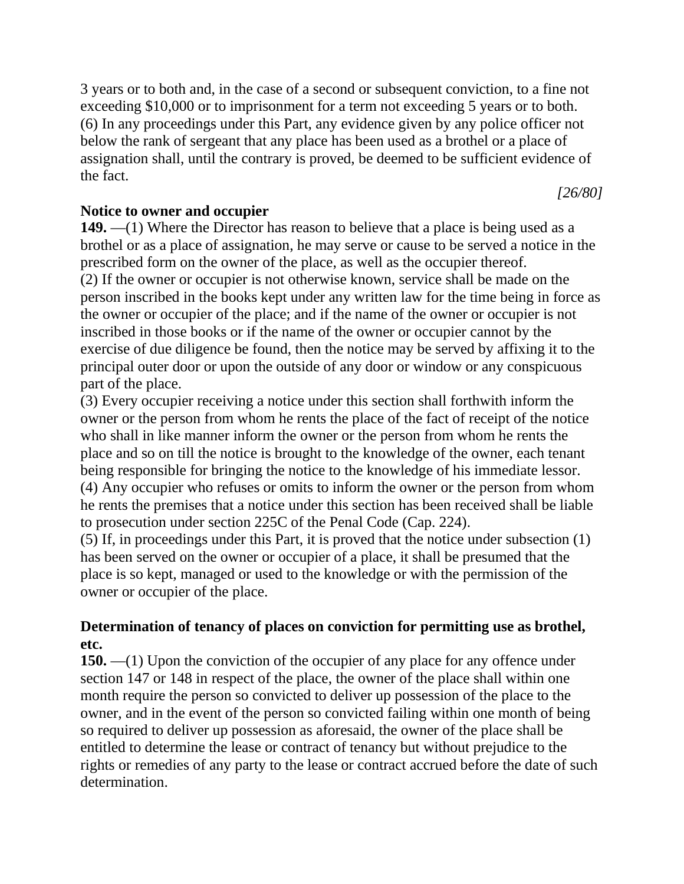3 years or to both and, in the case of a second or subsequent conviction, to a fine not exceeding $10,000 or to imprisonment for a term not exceeding 5 years or to both.
(6) In any proceedings under this Part, any evidence given by any police officer not below the rank of sergeant that any place has been used as a brothel or a place of assignation shall, until the contrary is proved, be deemed to be sufficient evidence of the fact.

*[26/80]*

**Notice to owner and occupier**
**149.** —(1) Where the Director has reason to believe that a place is being used as a brothel or as a place of assignation, he may serve or cause to be served a notice in the prescribed form on the owner of the place, as well as the occupier thereof.
(2) If the owner or occupier is not otherwise known, service shall be made on the person inscribed in the books kept under any written law for the time being in force as the owner or occupier of the place; and if the name of the owner or occupier is not inscribed in those books or if the name of the owner or occupier cannot by the exercise of due diligence be found, then the notice may be served by affixing it to the principal outer door or upon the outside of any door or window or any conspicuous part of the place.
(3) Every occupier receiving a notice under this section shall forthwith inform the owner or the person from whom he rents the place of the fact of receipt of the notice who shall in like manner inform the owner or the person from whom he rents the place and so on till the notice is brought to the knowledge of the owner, each tenant being responsible for bringing the notice to the knowledge of his immediate lessor.
(4) Any occupier who refuses or omits to inform the owner or the person from whom he rents the premises that a notice under this section has been received shall be liable to prosecution under section 225C of the Penal Code (Cap. 224).
(5) If, in proceedings under this Part, it is proved that the notice under subsection (1) has been served on the owner or occupier of a place, it shall be presumed that the place is so kept, managed or used to the knowledge or with the permission of the owner or occupier of the place.

**Determination of tenancy of places on conviction for permitting use as brothel, etc.**
**150.** —(1) Upon the conviction of the occupier of any place for any offence under section 147 or 148 in respect of the place, the owner of the place shall within one month require the person so convicted to deliver up possession of the place to the owner, and in the event of the person so convicted failing within one month of being so required to deliver up possession as aforesaid, the owner of the place shall be entitled to determine the lease or contract of tenancy but without prejudice to the rights or remedies of any party to the lease or contract accrued before the date of such determination.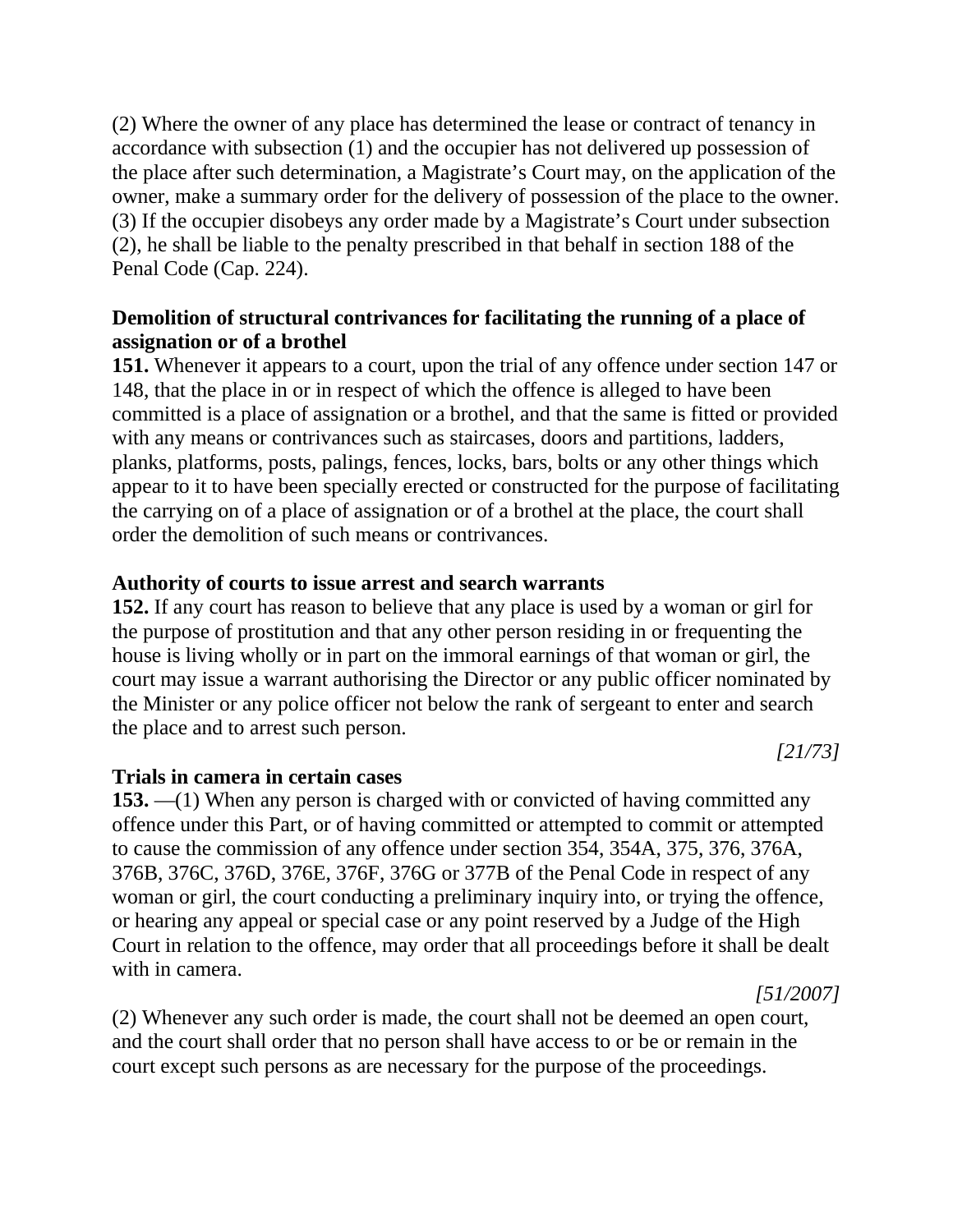(2) Where the owner of any place has determined the lease or contract of tenancy in accordance with subsection (1) and the occupier has not delivered up possession of the place after such determination, a Magistrate's Court may, on the application of the owner, make a summary order for the delivery of possession of the place to the owner.
(3) If the occupier disobeys any order made by a Magistrate's Court under subsection (2), he shall be liable to the penalty prescribed in that behalf in section 188 of the Penal Code (Cap. 224).

**Demolition of structural contrivances for facilitating the running of a place of assignation or of a brothel**
**151.** Whenever it appears to a court, upon the trial of any offence under section 147 or 148, that the place in or in respect of which the offence is alleged to have been committed is a place of assignation or a brothel, and that the same is fitted or provided with any means or contrivances such as staircases, doors and partitions, ladders, planks, platforms, posts, palings, fences, locks, bars, bolts or any other things which appear to it to have been specially erected or constructed for the purpose of facilitating the carrying on of a place of assignation or of a brothel at the place, the court shall order the demolition of such means or contrivances.

**Authority of courts to issue arrest and search warrants**
**152.** If any court has reason to believe that any place is used by a woman or girl for the purpose of prostitution and that any other person residing in or frequenting the house is living wholly or in part on the immoral earnings of that woman or girl, the court may issue a warrant authorising the Director or any public officer nominated by the Minister or any police officer not below the rank of sergeant to enter and search the place and to arrest such person.

*[21/73]*

**Trials in camera in certain cases**
**153.** —(1) When any person is charged with or convicted of having committed any offence under this Part, or of having committed or attempted to commit or attempted to cause the commission of any offence under section 354, 354A, 375, 376, 376A, 376B, 376C, 376D, 376E, 376F, 376G or 377B of the Penal Code in respect of any woman or girl, the court conducting a preliminary inquiry into, or trying the offence, or hearing any appeal or special case or any point reserved by a Judge of the High Court in relation to the offence, may order that all proceedings before it shall be dealt with in camera.

*[51/2007]*

(2) Whenever any such order is made, the court shall not be deemed an open court, and the court shall order that no person shall have access to or be or remain in the court except such persons as are necessary for the purpose of the proceedings.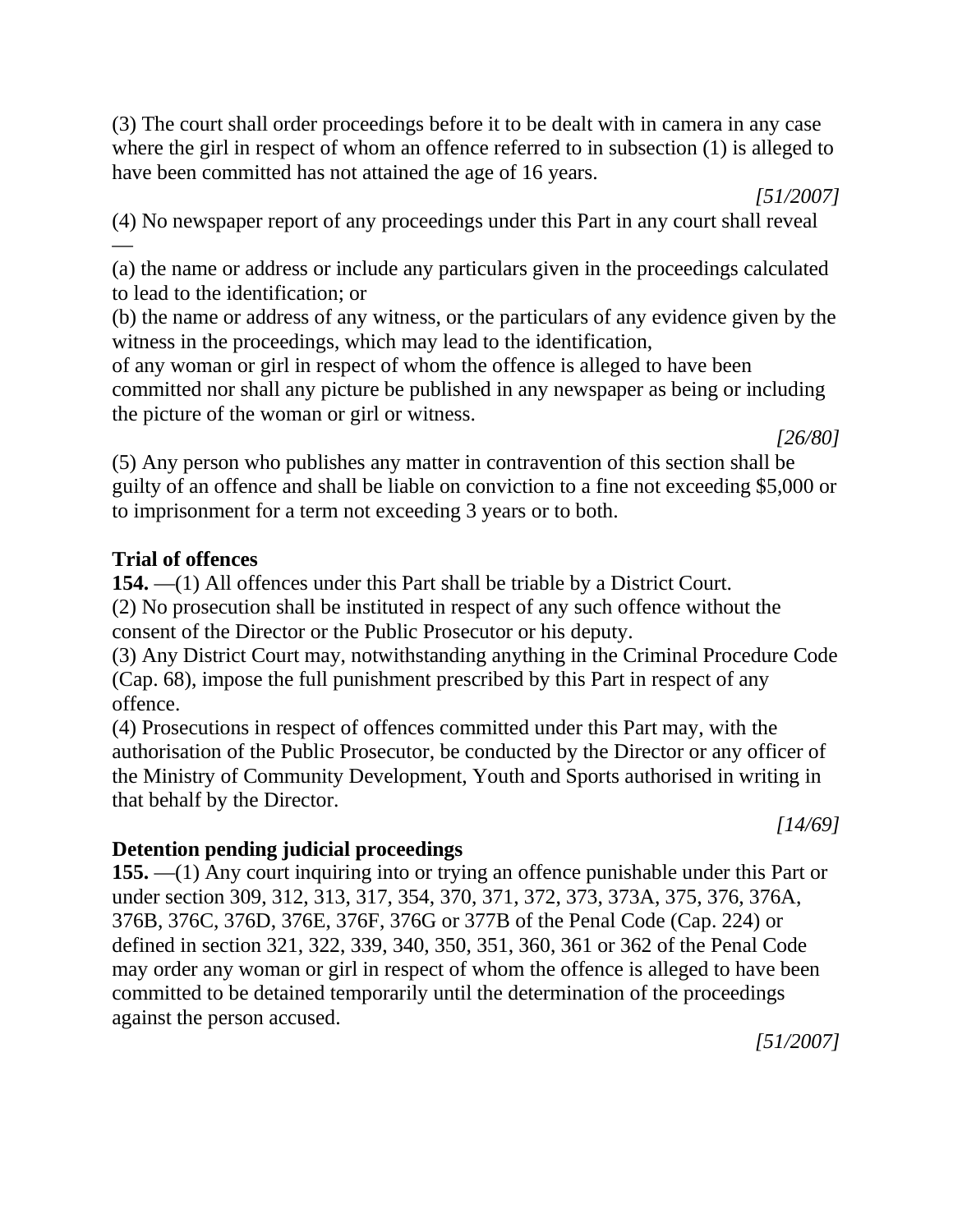(3) The court shall order proceedings before it to be dealt with in camera in any case where the girl in respect of whom an offence referred to in subsection (1) is alleged to have been committed has not attained the age of 16 years.

*[51/2007]*

(4) No newspaper report of any proceedings under this Part in any court shall reveal —

(a) the name or address or include any particulars given in the proceedings calculated to lead to the identification; or

(b) the name or address of any witness, or the particulars of any evidence given by the witness in the proceedings, which may lead to the identification,

of any woman or girl in respect of whom the offence is alleged to have been committed nor shall any picture be published in any newspaper as being or including the picture of the woman or girl or witness.

*[26/80]*

(5) Any person who publishes any matter in contravention of this section shall be guilty of an offence and shall be liable on conviction to a fine not exceeding $5,000 or to imprisonment for a term not exceeding 3 years or to both.

**Trial of offences**

**154.** —(1) All offences under this Part shall be triable by a District Court.

(2) No prosecution shall be instituted in respect of any such offence without the consent of the Director or the Public Prosecutor or his deputy.

(3) Any District Court may, notwithstanding anything in the Criminal Procedure Code (Cap. 68), impose the full punishment prescribed by this Part in respect of any offence.

(4) Prosecutions in respect of offences committed under this Part may, with the authorisation of the Public Prosecutor, be conducted by the Director or any officer of the Ministry of Community Development, Youth and Sports authorised in writing in that behalf by the Director.

*[14/69]*

**Detention pending judicial proceedings**

**155.** —(1) Any court inquiring into or trying an offence punishable under this Part or under section 309, 312, 313, 317, 354, 370, 371, 372, 373, 373A, 375, 376, 376A, 376B, 376C, 376D, 376E, 376F, 376G or 377B of the Penal Code (Cap. 224) or defined in section 321, 322, 339, 340, 350, 351, 360, 361 or 362 of the Penal Code may order any woman or girl in respect of whom the offence is alleged to have been committed to be detained temporarily until the determination of the proceedings against the person accused.

*[51/2007]*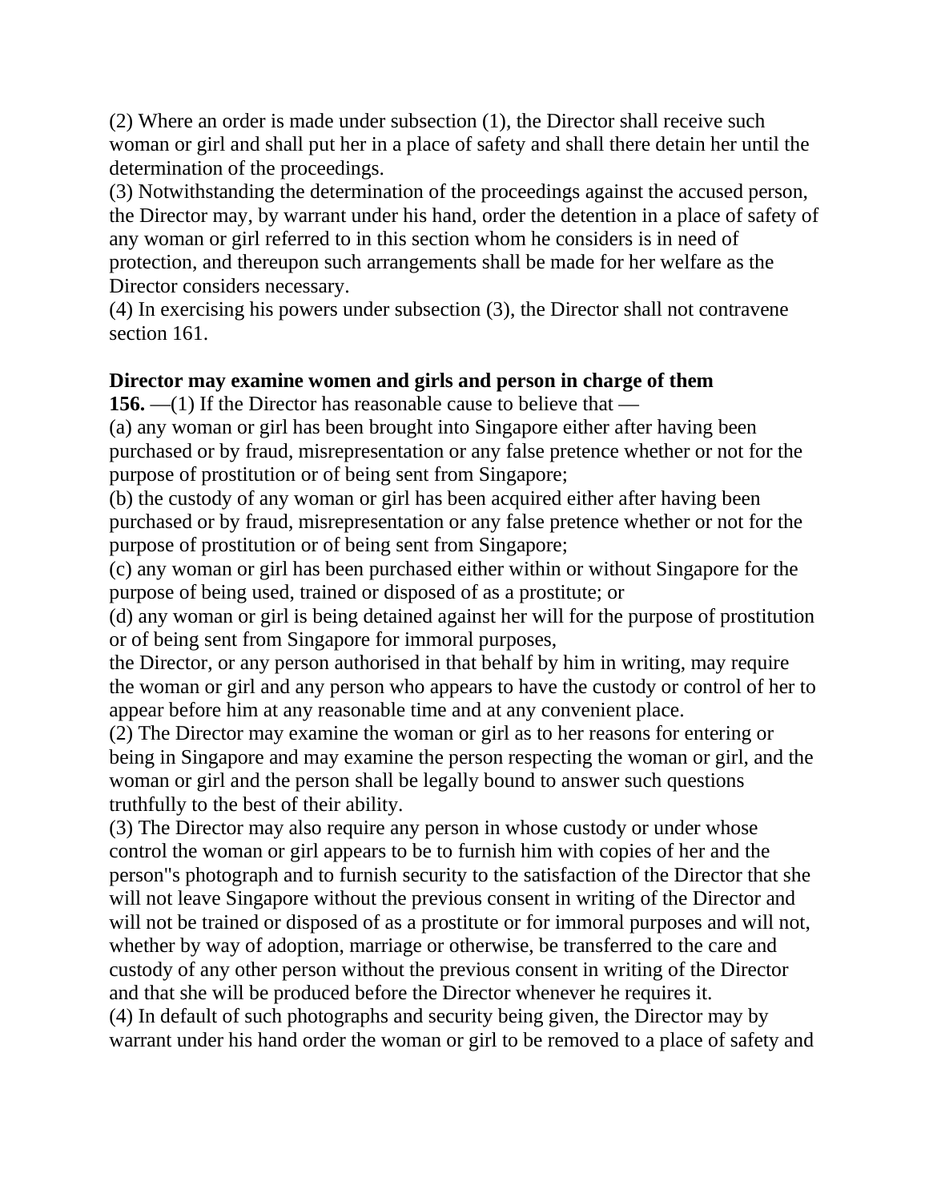(2) Where an order is made under subsection (1), the Director shall receive such woman or girl and shall put her in a place of safety and shall there detain her until the determination of the proceedings.
(3) Notwithstanding the determination of the proceedings against the accused person, the Director may, by warrant under his hand, order the detention in a place of safety of any woman or girl referred to in this section whom he considers is in need of protection, and thereupon such arrangements shall be made for her welfare as the Director considers necessary.
(4) In exercising his powers under subsection (3), the Director shall not contravene section 161.

**Director may examine women and girls and person in charge of them**
**156.** —(1) If the Director has reasonable cause to believe that —
(a) any woman or girl has been brought into Singapore either after having been purchased or by fraud, misrepresentation or any false pretence whether or not for the purpose of prostitution or of being sent from Singapore;
(b) the custody of any woman or girl has been acquired either after having been purchased or by fraud, misrepresentation or any false pretence whether or not for the purpose of prostitution or of being sent from Singapore;
(c) any woman or girl has been purchased either within or without Singapore for the purpose of being used, trained or disposed of as a prostitute; or
(d) any woman or girl is being detained against her will for the purpose of prostitution or of being sent from Singapore for immoral purposes,
the Director, or any person authorised in that behalf by him in writing, may require the woman or girl and any person who appears to have the custody or control of her to appear before him at any reasonable time and at any convenient place.
(2) The Director may examine the woman or girl as to her reasons for entering or being in Singapore and may examine the person respecting the woman or girl, and the woman or girl and the person shall be legally bound to answer such questions truthfully to the best of their ability.
(3) The Director may also require any person in whose custody or under whose control the woman or girl appears to be to furnish him with copies of her and the person''s photograph and to furnish security to the satisfaction of the Director that she will not leave Singapore without the previous consent in writing of the Director and will not be trained or disposed of as a prostitute or for immoral purposes and will not, whether by way of adoption, marriage or otherwise, be transferred to the care and custody of any other person without the previous consent in writing of the Director and that she will be produced before the Director whenever he requires it.
(4) In default of such photographs and security being given, the Director may by warrant under his hand order the woman or girl to be removed to a place of safety and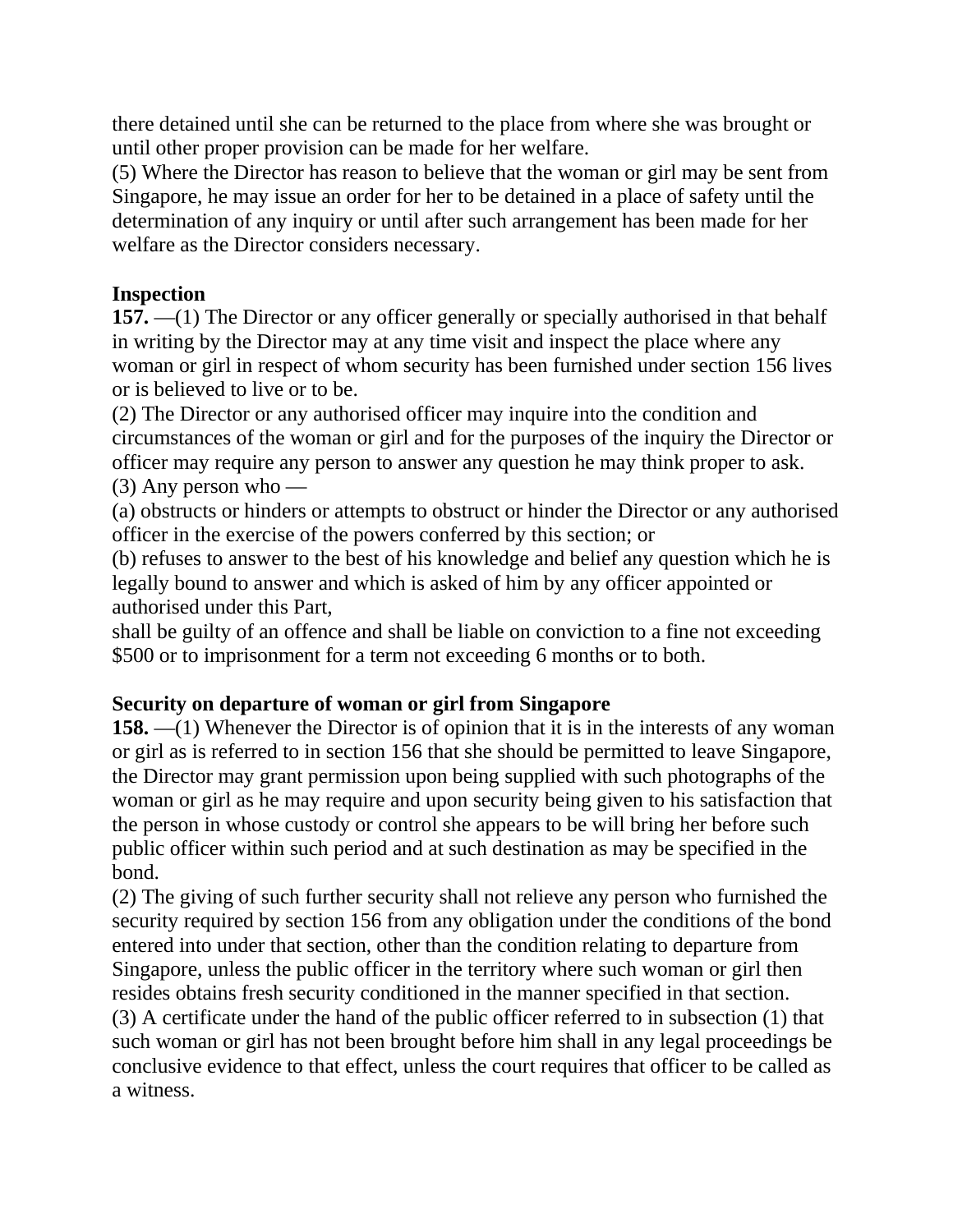there detained until she can be returned to the place from where she was brought or until other proper provision can be made for her welfare.
(5) Where the Director has reason to believe that the woman or girl may be sent from Singapore, he may issue an order for her to be detained in a place of safety until the determination of any inquiry or until after such arrangement has been made for her welfare as the Director considers necessary.

**Inspection**
**157.** —(1) The Director or any officer generally or specially authorised in that behalf in writing by the Director may at any time visit and inspect the place where any woman or girl in respect of whom security has been furnished under section 156 lives or is believed to live or to be.
(2) The Director or any authorised officer may inquire into the condition and circumstances of the woman or girl and for the purposes of the inquiry the Director or officer may require any person to answer any question he may think proper to ask.
(3) Any person who —
(a) obstructs or hinders or attempts to obstruct or hinder the Director or any authorised officer in the exercise of the powers conferred by this section; or
(b) refuses to answer to the best of his knowledge and belief any question which he is legally bound to answer and which is asked of him by any officer appointed or authorised under this Part,
shall be guilty of an offence and shall be liable on conviction to a fine not exceeding $500 or to imprisonment for a term not exceeding 6 months or to both.

**Security on departure of woman or girl from Singapore**
**158.** —(1) Whenever the Director is of opinion that it is in the interests of any woman or girl as is referred to in section 156 that she should be permitted to leave Singapore, the Director may grant permission upon being supplied with such photographs of the woman or girl as he may require and upon security being given to his satisfaction that the person in whose custody or control she appears to be will bring her before such public officer within such period and at such destination as may be specified in the bond.
(2) The giving of such further security shall not relieve any person who furnished the security required by section 156 from any obligation under the conditions of the bond entered into under that section, other than the condition relating to departure from Singapore, unless the public officer in the territory where such woman or girl then resides obtains fresh security conditioned in the manner specified in that section.
(3) A certificate under the hand of the public officer referred to in subsection (1) that such woman or girl has not been brought before him shall in any legal proceedings be conclusive evidence to that effect, unless the court requires that officer to be called as a witness.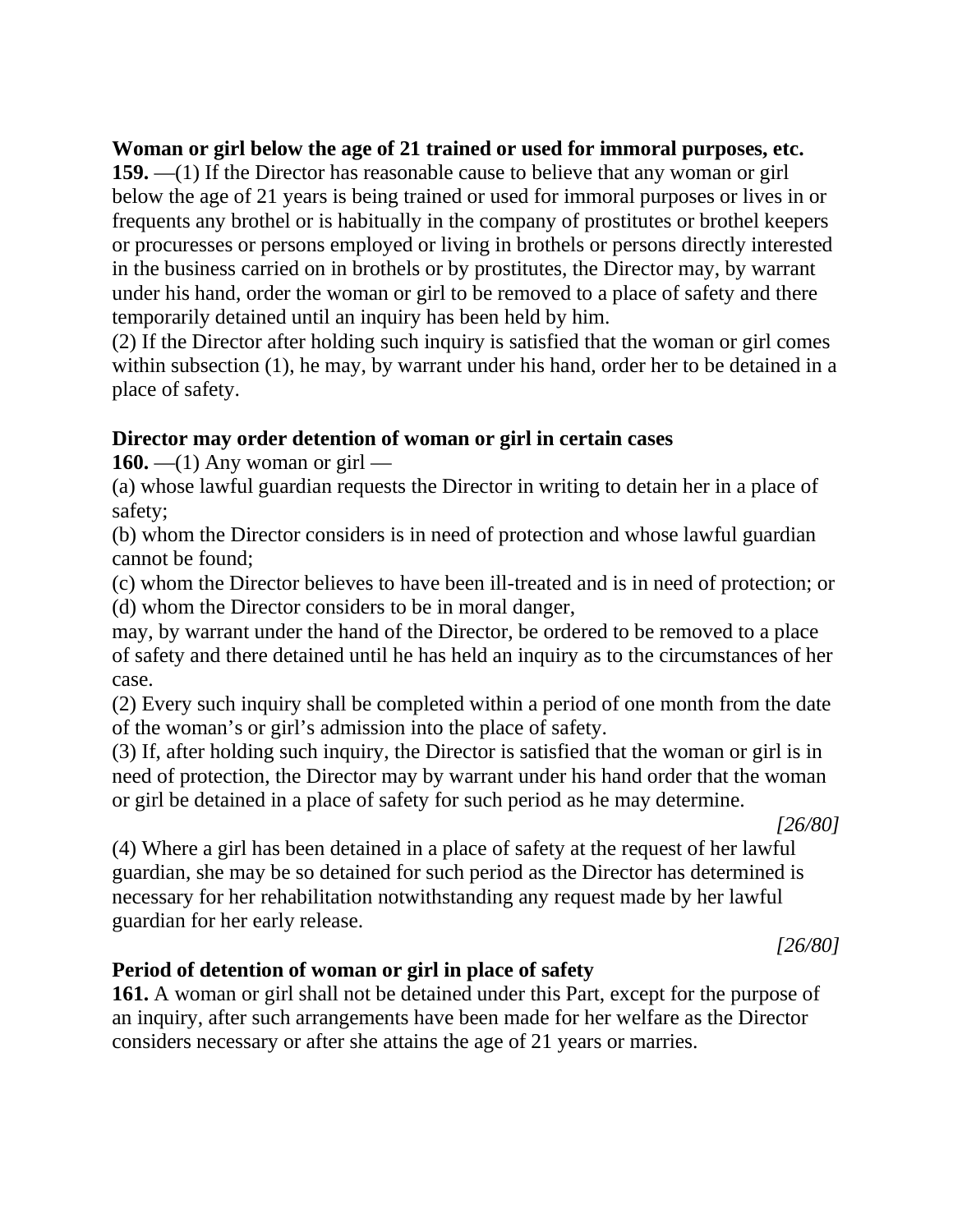**Woman or girl below the age of 21 trained or used for immoral purposes, etc.**

**159.** —(1) If the Director has reasonable cause to believe that any woman or girl below the age of 21 years is being trained or used for immoral purposes or lives in or frequents any brothel or is habitually in the company of prostitutes or brothel keepers or procuresses or persons employed or living in brothels or persons directly interested in the business carried on in brothels or by prostitutes, the Director may, by warrant under his hand, order the woman or girl to be removed to a place of safety and there temporarily detained until an inquiry has been held by him.

(2) If the Director after holding such inquiry is satisfied that the woman or girl comes within subsection (1), he may, by warrant under his hand, order her to be detained in a place of safety.

**Director may order detention of woman or girl in certain cases**

**160.** —(1) Any woman or girl —

(a) whose lawful guardian requests the Director in writing to detain her in a place of safety;

(b) whom the Director considers is in need of protection and whose lawful guardian cannot be found;

(c) whom the Director believes to have been ill-treated and is in need of protection; or

(d) whom the Director considers to be in moral danger,

may, by warrant under the hand of the Director, be ordered to be removed to a place of safety and there detained until he has held an inquiry as to the circumstances of her case.

(2) Every such inquiry shall be completed within a period of one month from the date of the woman's or girl's admission into the place of safety.

(3) If, after holding such inquiry, the Director is satisfied that the woman or girl is in need of protection, the Director may by warrant under his hand order that the woman or girl be detained in a place of safety for such period as he may determine.

*[26/80]*

(4) Where a girl has been detained in a place of safety at the request of her lawful guardian, she may be so detained for such period as the Director has determined is necessary for her rehabilitation notwithstanding any request made by her lawful guardian for her early release.

*[26/80]*

**Period of detention of woman or girl in place of safety**

**161.** A woman or girl shall not be detained under this Part, except for the purpose of an inquiry, after such arrangements have been made for her welfare as the Director considers necessary or after she attains the age of 21 years or marries.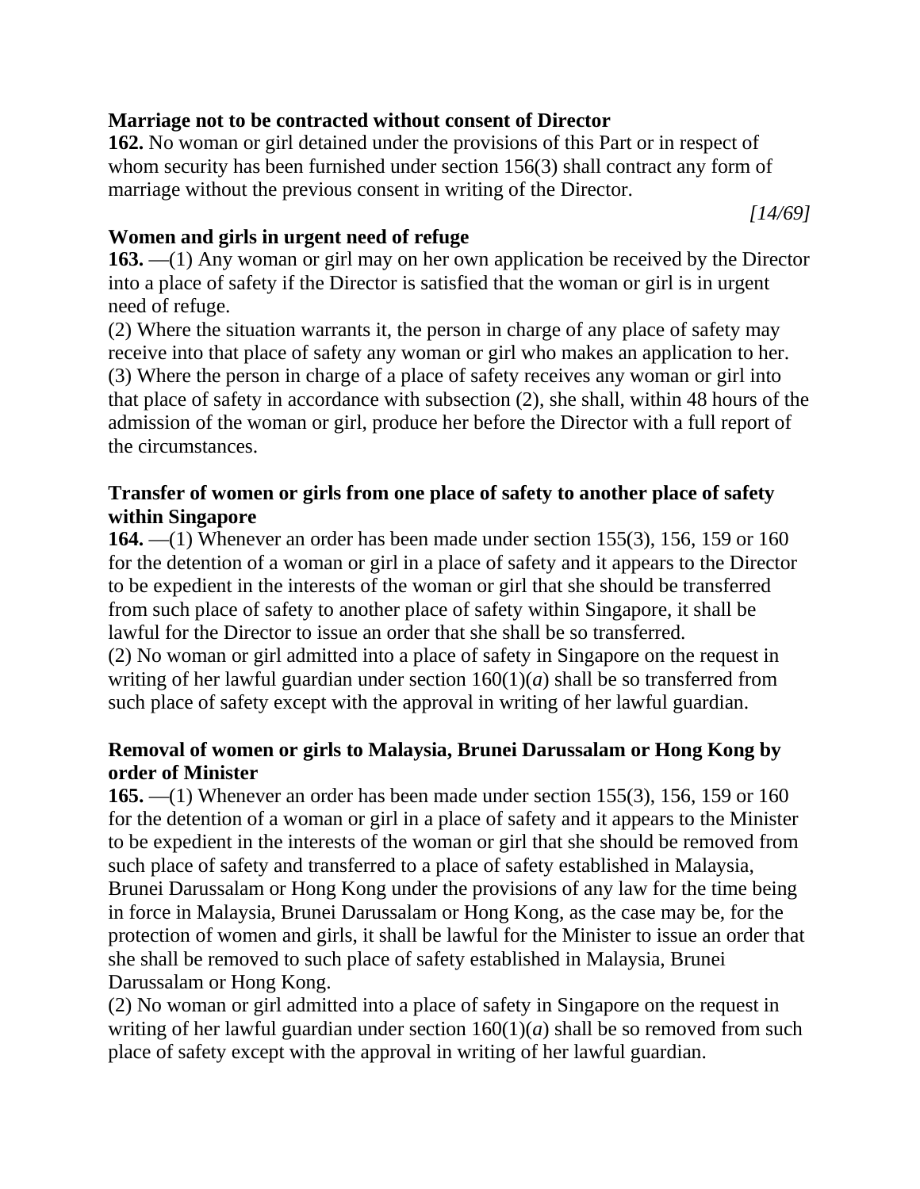**Marriage not to be contracted without consent of Director**

**162.** No woman or girl detained under the provisions of this Part or in respect of whom security has been furnished under section 156(3) shall contract any form of marriage without the previous consent in writing of the Director.

*[14/69]*

**Women and girls in urgent need of refuge**

**163.** —(1) Any woman or girl may on her own application be received by the Director into a place of safety if the Director is satisfied that the woman or girl is in urgent need of refuge.

(2) Where the situation warrants it, the person in charge of any place of safety may receive into that place of safety any woman or girl who makes an application to her.

(3) Where the person in charge of a place of safety receives any woman or girl into that place of safety in accordance with subsection (2), she shall, within 48 hours of the admission of the woman or girl, produce her before the Director with a full report of the circumstances.

**Transfer of women or girls from one place of safety to another place of safety within Singapore**

**164.** —(1) Whenever an order has been made under section 155(3), 156, 159 or 160 for the detention of a woman or girl in a place of safety and it appears to the Director to be expedient in the interests of the woman or girl that she should be transferred from such place of safety to another place of safety within Singapore, it shall be lawful for the Director to issue an order that she shall be so transferred.

(2) No woman or girl admitted into a place of safety in Singapore on the request in writing of her lawful guardian under section 160(1)(*a*) shall be so transferred from such place of safety except with the approval in writing of her lawful guardian.

**Removal of women or girls to Malaysia, Brunei Darussalam or Hong Kong by order of Minister**

**165.** —(1) Whenever an order has been made under section 155(3), 156, 159 or 160 for the detention of a woman or girl in a place of safety and it appears to the Minister to be expedient in the interests of the woman or girl that she should be removed from such place of safety and transferred to a place of safety established in Malaysia, Brunei Darussalam or Hong Kong under the provisions of any law for the time being in force in Malaysia, Brunei Darussalam or Hong Kong, as the case may be, for the protection of women and girls, it shall be lawful for the Minister to issue an order that she shall be removed to such place of safety established in Malaysia, Brunei Darussalam or Hong Kong.

(2) No woman or girl admitted into a place of safety in Singapore on the request in writing of her lawful guardian under section 160(1)(*a*) shall be so removed from such place of safety except with the approval in writing of her lawful guardian.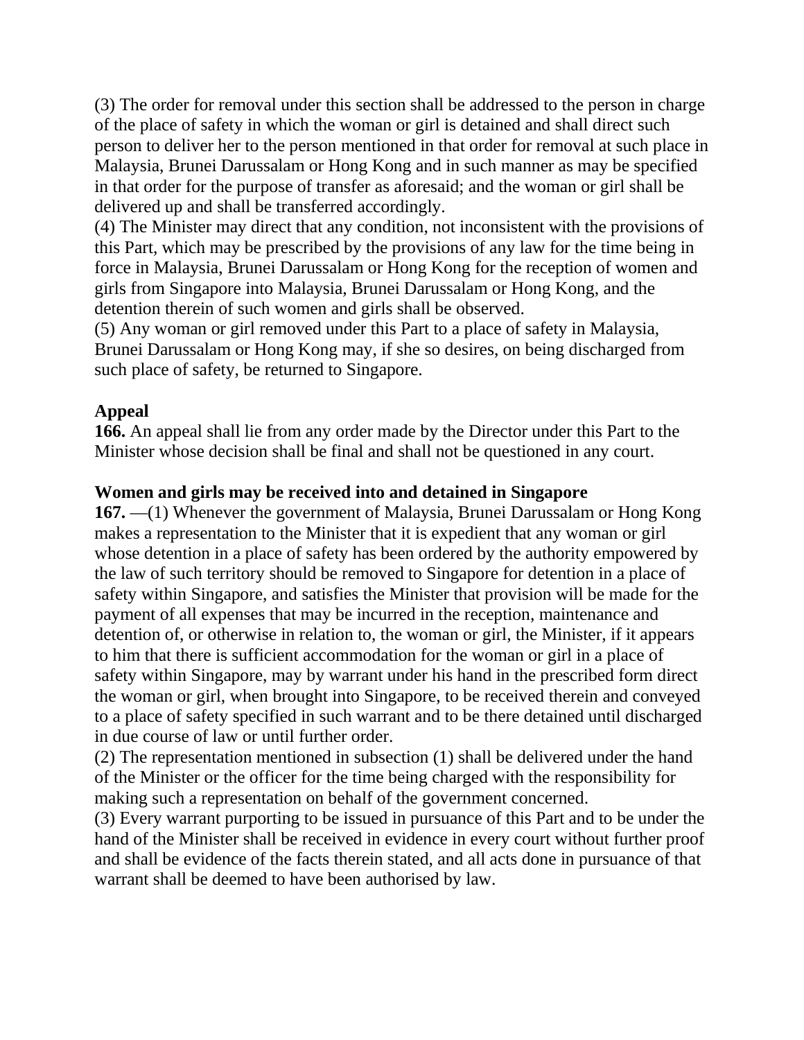(3) The order for removal under this section shall be addressed to the person in charge of the place of safety in which the woman or girl is detained and shall direct such person to deliver her to the person mentioned in that order for removal at such place in Malaysia, Brunei Darussalam or Hong Kong and in such manner as may be specified in that order for the purpose of transfer as aforesaid; and the woman or girl shall be delivered up and shall be transferred accordingly.
(4) The Minister may direct that any condition, not inconsistent with the provisions of this Part, which may be prescribed by the provisions of any law for the time being in force in Malaysia, Brunei Darussalam or Hong Kong for the reception of women and girls from Singapore into Malaysia, Brunei Darussalam or Hong Kong, and the detention therein of such women and girls shall be observed.
(5) Any woman or girl removed under this Part to a place of safety in Malaysia, Brunei Darussalam or Hong Kong may, if she so desires, on being discharged from such place of safety, be returned to Singapore.

**Appeal**
**166.** An appeal shall lie from any order made by the Director under this Part to the Minister whose decision shall be final and shall not be questioned in any court.

**Women and girls may be received into and detained in Singapore**
**167.** —(1) Whenever the government of Malaysia, Brunei Darussalam or Hong Kong makes a representation to the Minister that it is expedient that any woman or girl whose detention in a place of safety has been ordered by the authority empowered by the law of such territory should be removed to Singapore for detention in a place of safety within Singapore, and satisfies the Minister that provision will be made for the payment of all expenses that may be incurred in the reception, maintenance and detention of, or otherwise in relation to, the woman or girl, the Minister, if it appears to him that there is sufficient accommodation for the woman or girl in a place of safety within Singapore, may by warrant under his hand in the prescribed form direct the woman or girl, when brought into Singapore, to be received therein and conveyed to a place of safety specified in such warrant and to be there detained until discharged in due course of law or until further order.
(2) The representation mentioned in subsection (1) shall be delivered under the hand of the Minister or the officer for the time being charged with the responsibility for making such a representation on behalf of the government concerned.
(3) Every warrant purporting to be issued in pursuance of this Part and to be under the hand of the Minister shall be received in evidence in every court without further proof and shall be evidence of the facts therein stated, and all acts done in pursuance of that warrant shall be deemed to have been authorised by law.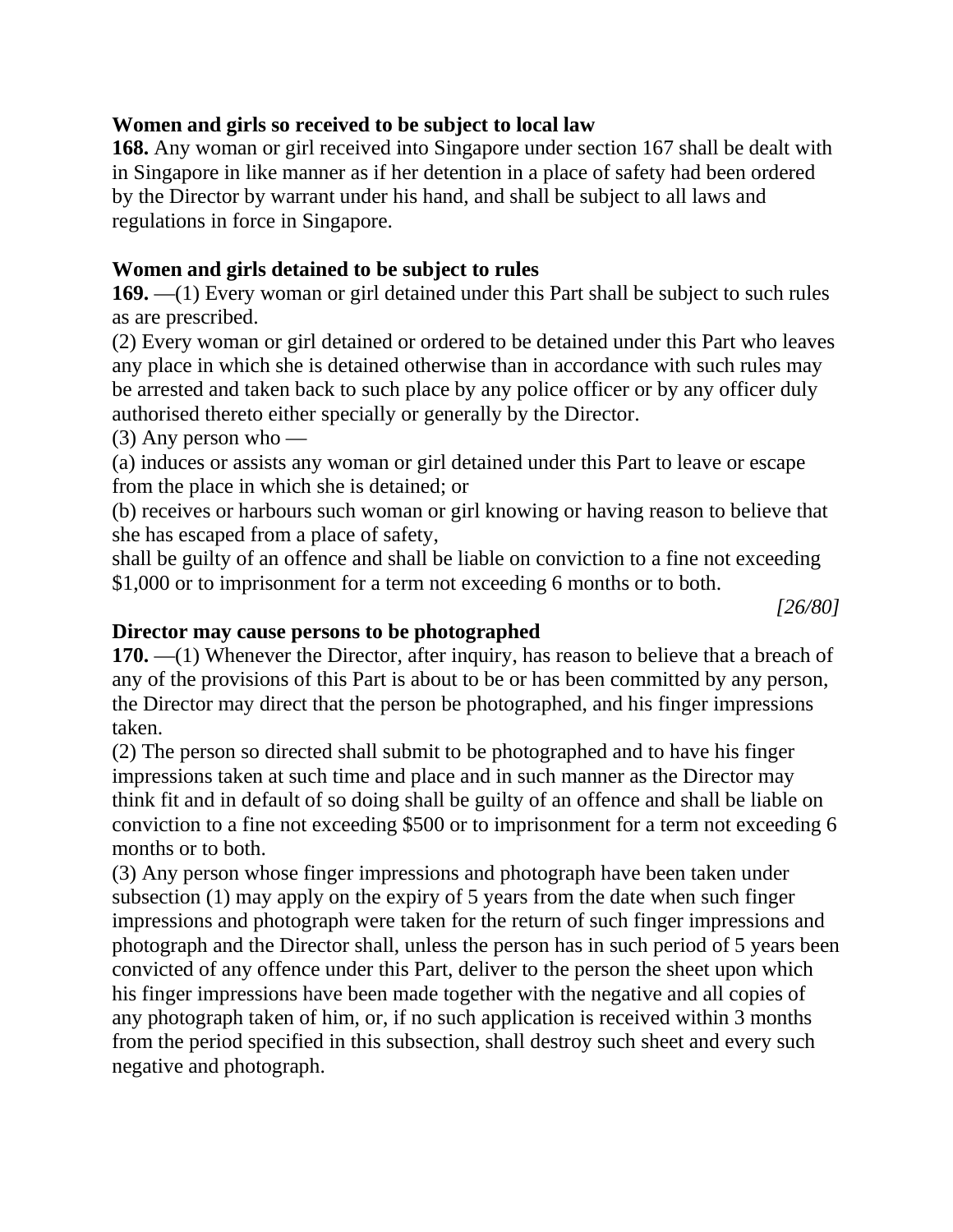**Women and girls so received to be subject to local law**

**168.** Any woman or girl received into Singapore under section 167 shall be dealt with in Singapore in like manner as if her detention in a place of safety had been ordered by the Director by warrant under his hand, and shall be subject to all laws and regulations in force in Singapore.

**Women and girls detained to be subject to rules**

**169.** —(1) Every woman or girl detained under this Part shall be subject to such rules as are prescribed.

(2) Every woman or girl detained or ordered to be detained under this Part who leaves any place in which she is detained otherwise than in accordance with such rules may be arrested and taken back to such place by any police officer or by any officer duly authorised thereto either specially or generally by the Director.

(3) Any person who —

(a) induces or assists any woman or girl detained under this Part to leave or escape from the place in which she is detained; or

(b) receives or harbours such woman or girl knowing or having reason to believe that she has escaped from a place of safety,

shall be guilty of an offence and shall be liable on conviction to a fine not exceeding $1,000 or to imprisonment for a term not exceeding 6 months or to both.

*[26/80]*

**Director may cause persons to be photographed**

**170.** —(1) Whenever the Director, after inquiry, has reason to believe that a breach of any of the provisions of this Part is about to be or has been committed by any person, the Director may direct that the person be photographed, and his finger impressions taken.

(2) The person so directed shall submit to be photographed and to have his finger impressions taken at such time and place and in such manner as the Director may think fit and in default of so doing shall be guilty of an offence and shall be liable on conviction to a fine not exceeding $500 or to imprisonment for a term not exceeding 6 months or to both.

(3) Any person whose finger impressions and photograph have been taken under subsection (1) may apply on the expiry of 5 years from the date when such finger impressions and photograph were taken for the return of such finger impressions and photograph and the Director shall, unless the person has in such period of 5 years been convicted of any offence under this Part, deliver to the person the sheet upon which his finger impressions have been made together with the negative and all copies of any photograph taken of him, or, if no such application is received within 3 months from the period specified in this subsection, shall destroy such sheet and every such negative and photograph.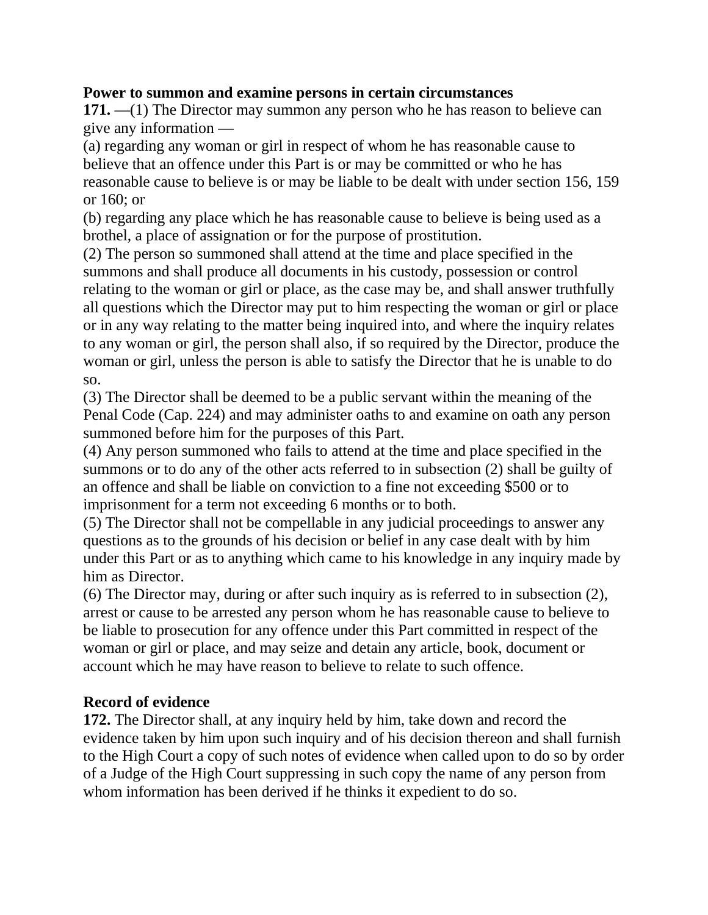**Power to summon and examine persons in certain circumstances**

**171.** —(1) The Director may summon any person who he has reason to believe can give any information —

(a) regarding any woman or girl in respect of whom he has reasonable cause to believe that an offence under this Part is or may be committed or who he has reasonable cause to believe is or may be liable to be dealt with under section 156, 159 or 160; or

(b) regarding any place which he has reasonable cause to believe is being used as a brothel, a place of assignation or for the purpose of prostitution.

(2) The person so summoned shall attend at the time and place specified in the summons and shall produce all documents in his custody, possession or control relating to the woman or girl or place, as the case may be, and shall answer truthfully all questions which the Director may put to him respecting the woman or girl or place or in any way relating to the matter being inquired into, and where the inquiry relates to any woman or girl, the person shall also, if so required by the Director, produce the woman or girl, unless the person is able to satisfy the Director that he is unable to do so.

(3) The Director shall be deemed to be a public servant within the meaning of the Penal Code (Cap. 224) and may administer oaths to and examine on oath any person summoned before him for the purposes of this Part.

(4) Any person summoned who fails to attend at the time and place specified in the summons or to do any of the other acts referred to in subsection (2) shall be guilty of an offence and shall be liable on conviction to a fine not exceeding $500 or to imprisonment for a term not exceeding 6 months or to both.

(5) The Director shall not be compellable in any judicial proceedings to answer any questions as to the grounds of his decision or belief in any case dealt with by him under this Part or as to anything which came to his knowledge in any inquiry made by him as Director.

(6) The Director may, during or after such inquiry as is referred to in subsection (2), arrest or cause to be arrested any person whom he has reasonable cause to believe to be liable to prosecution for any offence under this Part committed in respect of the woman or girl or place, and may seize and detain any article, book, document or account which he may have reason to believe to relate to such offence.

**Record of evidence**

**172.** The Director shall, at any inquiry held by him, take down and record the evidence taken by him upon such inquiry and of his decision thereon and shall furnish to the High Court a copy of such notes of evidence when called upon to do so by order of a Judge of the High Court suppressing in such copy the name of any person from whom information has been derived if he thinks it expedient to do so.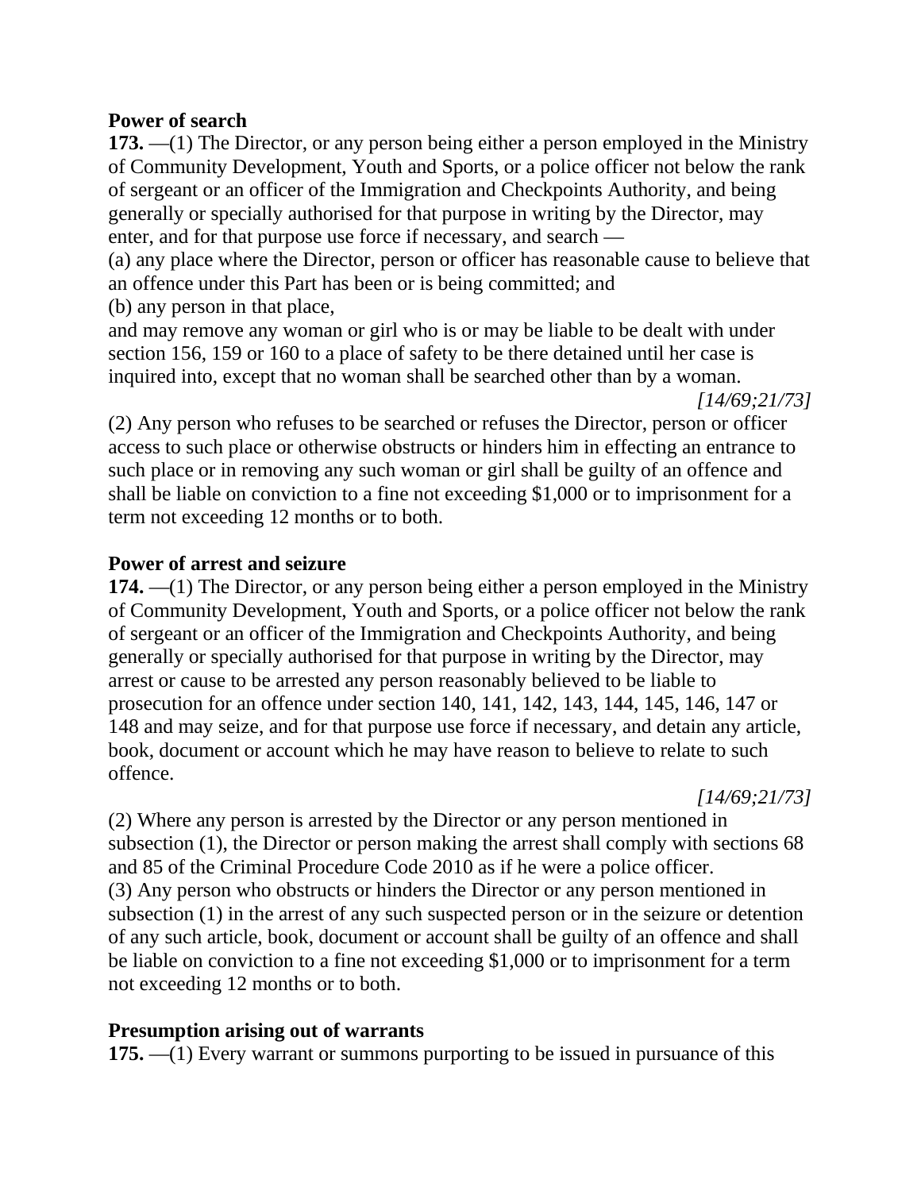**Power of search**

**173.** —(1) The Director, or any person being either a person employed in the Ministry of Community Development, Youth and Sports, or a police officer not below the rank of sergeant or an officer of the Immigration and Checkpoints Authority, and being generally or specially authorised for that purpose in writing by the Director, may enter, and for that purpose use force if necessary, and search —

(a) any place where the Director, person or officer has reasonable cause to believe that an offence under this Part has been or is being committed; and

(b) any person in that place,

and may remove any woman or girl who is or may be liable to be dealt with under section 156, 159 or 160 to a place of safety to be there detained until her case is inquired into, except that no woman shall be searched other than by a woman.

*[14/69;21/73]*

(2) Any person who refuses to be searched or refuses the Director, person or officer access to such place or otherwise obstructs or hinders him in effecting an entrance to such place or in removing any such woman or girl shall be guilty of an offence and shall be liable on conviction to a fine not exceeding $1,000 or to imprisonment for a term not exceeding 12 months or to both.

**Power of arrest and seizure**

**174.** —(1) The Director, or any person being either a person employed in the Ministry of Community Development, Youth and Sports, or a police officer not below the rank of sergeant or an officer of the Immigration and Checkpoints Authority, and being generally or specially authorised for that purpose in writing by the Director, may arrest or cause to be arrested any person reasonably believed to be liable to prosecution for an offence under section 140, 141, 142, 143, 144, 145, 146, 147 or 148 and may seize, and for that purpose use force if necessary, and detain any article, book, document or account which he may have reason to believe to relate to such offence.

*[14/69;21/73]*

(2) Where any person is arrested by the Director or any person mentioned in subsection (1), the Director or person making the arrest shall comply with sections 68 and 85 of the Criminal Procedure Code 2010 as if he were a police officer.

(3) Any person who obstructs or hinders the Director or any person mentioned in subsection (1) in the arrest of any such suspected person or in the seizure or detention of any such article, book, document or account shall be guilty of an offence and shall be liable on conviction to a fine not exceeding $1,000 or to imprisonment for a term not exceeding 12 months or to both.

**Presumption arising out of warrants**

**175.** —(1) Every warrant or summons purporting to be issued in pursuance of this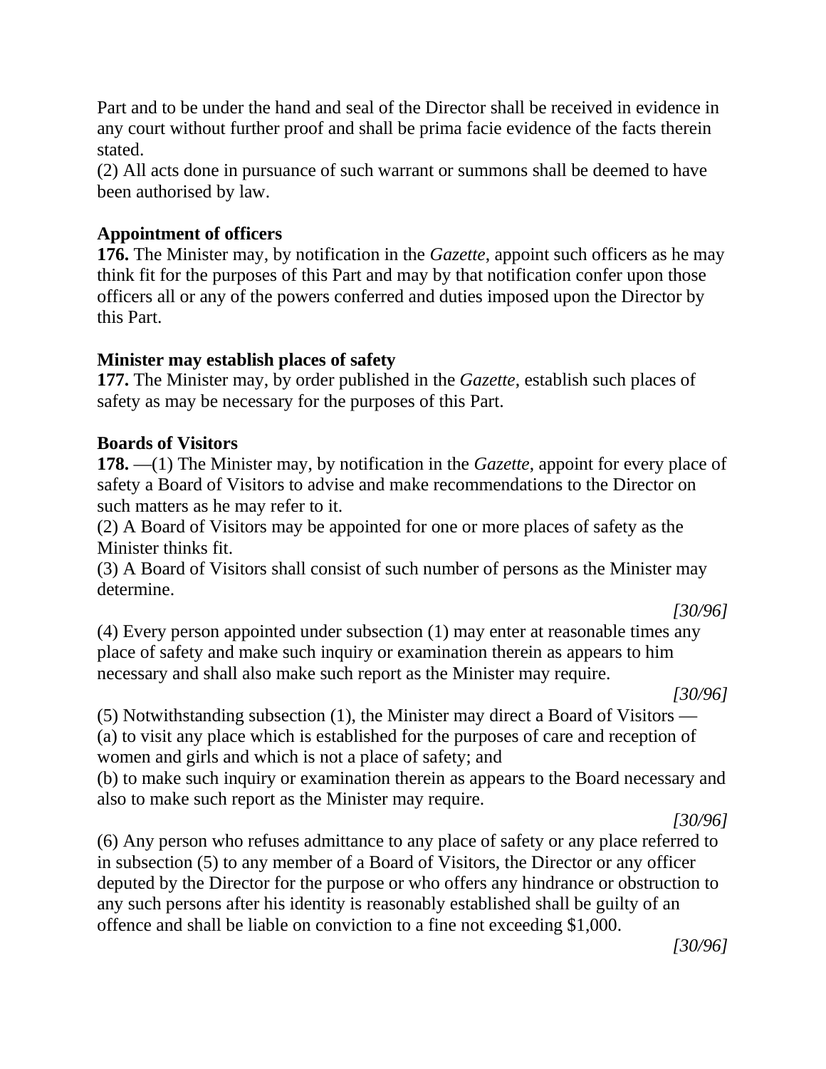Part and to be under the hand and seal of the Director shall be received in evidence in any court without further proof and shall be prima facie evidence of the facts therein stated.

(2) All acts done in pursuance of such warrant or summons shall be deemed to have been authorised by law.

**Appointment of officers**

**176.** The Minister may, by notification in the *Gazette*, appoint such officers as he may think fit for the purposes of this Part and may by that notification confer upon those officers all or any of the powers conferred and duties imposed upon the Director by this Part.

**Minister may establish places of safety**

**177.** The Minister may, by order published in the *Gazette*, establish such places of safety as may be necessary for the purposes of this Part.

**Boards of Visitors**

**178.** —(1) The Minister may, by notification in the *Gazette*, appoint for every place of safety a Board of Visitors to advise and make recommendations to the Director on such matters as he may refer to it.

(2) A Board of Visitors may be appointed for one or more places of safety as the Minister thinks fit.

(3) A Board of Visitors shall consist of such number of persons as the Minister may determine.

*[30/96]*

(4) Every person appointed under subsection (1) may enter at reasonable times any place of safety and make such inquiry or examination therein as appears to him necessary and shall also make such report as the Minister may require.

*[30/96]*

(5) Notwithstanding subsection (1), the Minister may direct a Board of Visitors —

(a) to visit any place which is established for the purposes of care and reception of women and girls and which is not a place of safety; and

(b) to make such inquiry or examination therein as appears to the Board necessary and also to make such report as the Minister may require.

*[30/96]*

(6) Any person who refuses admittance to any place of safety or any place referred to in subsection (5) to any member of a Board of Visitors, the Director or any officer deputed by the Director for the purpose or who offers any hindrance or obstruction to any such persons after his identity is reasonably established shall be guilty of an offence and shall be liable on conviction to a fine not exceeding $1,000.

*[30/96]*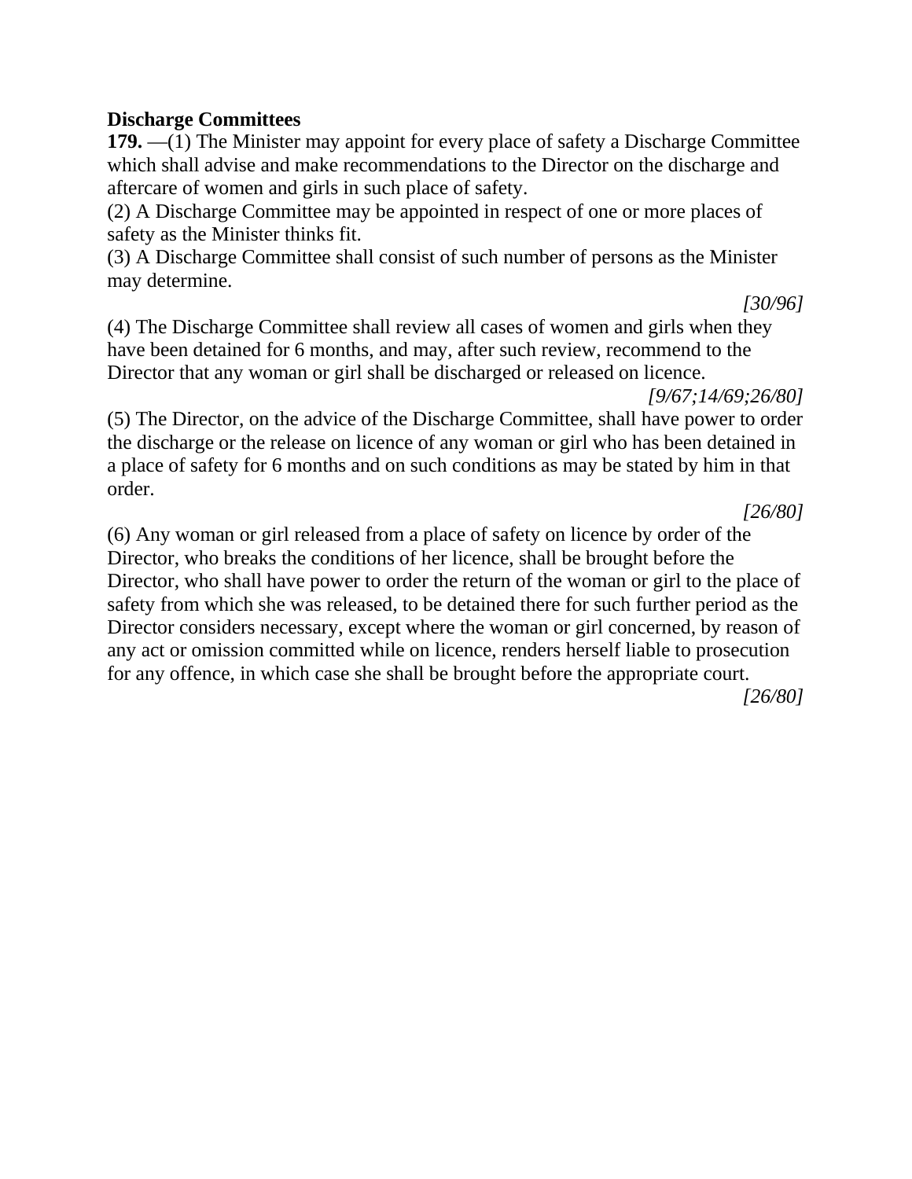**Discharge Committees**

**179.** —(1) The Minister may appoint for every place of safety a Discharge Committee which shall advise and make recommendations to the Director on the discharge and aftercare of women and girls in such place of safety.

(2) A Discharge Committee may be appointed in respect of one or more places of safety as the Minister thinks fit.

(3) A Discharge Committee shall consist of such number of persons as the Minister may determine.

*[30/96]*

(4) The Discharge Committee shall review all cases of women and girls when they have been detained for 6 months, and may, after such review, recommend to the Director that any woman or girl shall be discharged or released on licence.

*[9/67;14/69;26/80]*

(5) The Director, on the advice of the Discharge Committee, shall have power to order the discharge or the release on licence of any woman or girl who has been detained in a place of safety for 6 months and on such conditions as may be stated by him in that order.

*[26/80]*

(6) Any woman or girl released from a place of safety on licence by order of the Director, who breaks the conditions of her licence, shall be brought before the Director, who shall have power to order the return of the woman or girl to the place of safety from which she was released, to be detained there for such further period as the Director considers necessary, except where the woman or girl concerned, by reason of any act or omission committed while on licence, renders herself liable to prosecution for any offence, in which case she shall be brought before the appropriate court.

*[26/80]*